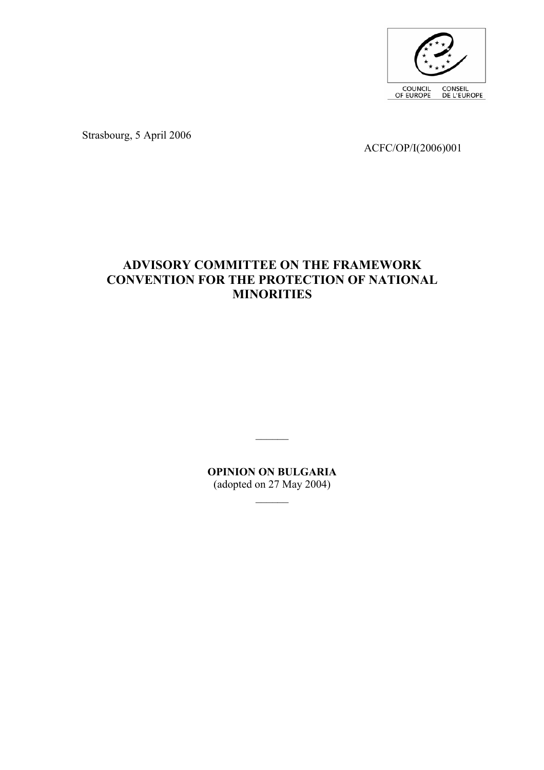COUNCIL OF EUROPE CONSEIL DE L'EUROPE

Strasbourg, 5 April 2006

ACFC/OP/I(2006)001

# ADVISORY COMMITTEE ON THE FRAMEWORK CONVENTION FOR THE PROTECTION OF NATIONAL MINORITIES

______

**OPINION ON BULGARIA**
(adopted on 27 May 2004)

______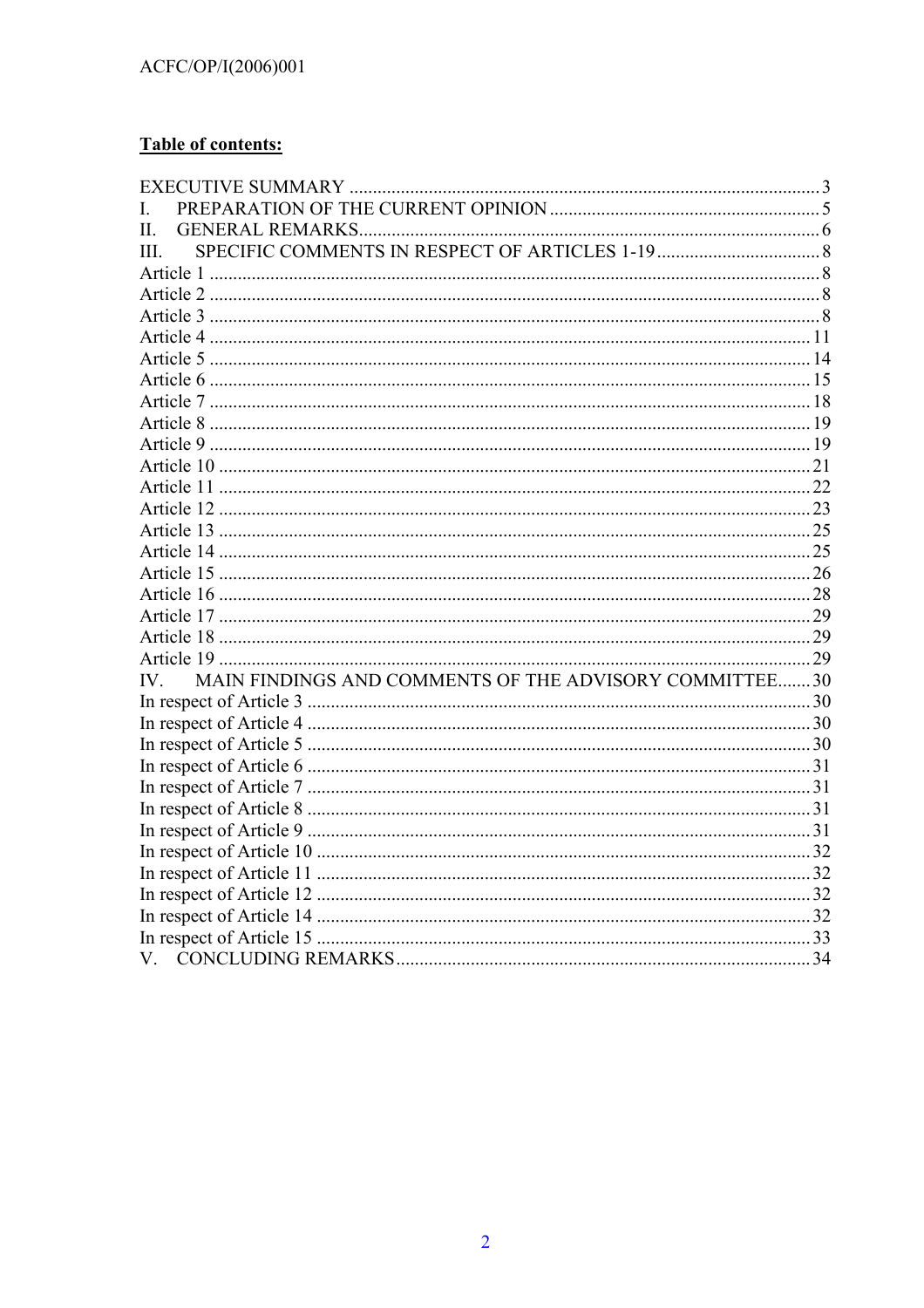**Table of contents:**

EXECUTIVE SUMMARY .......................................................................................................3
I. PREPARATION OF THE CURRENT OPINION ..........................................................5
II. GENERAL REMARKS.................................................................................................6
III. SPECIFIC COMMENTS IN RESPECT OF ARTICLES 1-19 ....................................8
Article 1 ..................................................................................................................................8
Article 2 ..................................................................................................................................8
Article 3 ..................................................................................................................................8
Article 4 ................................................................................................................................11
Article 5 ................................................................................................................................14
Article 6 ................................................................................................................................15
Article 7 ................................................................................................................................18
Article 8 ................................................................................................................................19
Article 9 ................................................................................................................................19
Article 10 ..............................................................................................................................21
Article 11 ..............................................................................................................................22
Article 12 ..............................................................................................................................23
Article 13 ..............................................................................................................................25
Article 14 ..............................................................................................................................25
Article 15 ..............................................................................................................................26
Article 16 ..............................................................................................................................28
Article 17 ..............................................................................................................................29
Article 18 ..............................................................................................................................29
Article 19 ..............................................................................................................................29
IV. MAIN FINDINGS AND COMMENTS OF THE ADVISORY COMMITTEE.......30
In respect of Article 3 ............................................................................................................30
In respect of Article 4 ............................................................................................................30
In respect of Article 5 ............................................................................................................30
In respect of Article 6 ............................................................................................................31
In respect of Article 7 ............................................................................................................31
In respect of Article 8 ............................................................................................................31
In respect of Article 9 ............................................................................................................31
In respect of Article 10 ..........................................................................................................32
In respect of Article 11 ..........................................................................................................32
In respect of Article 12 ..........................................................................................................32
In respect of Article 14 ..........................................................................................................32
In respect of Article 15 ..........................................................................................................33
V. CONCLUDING REMARKS.........................................................................................34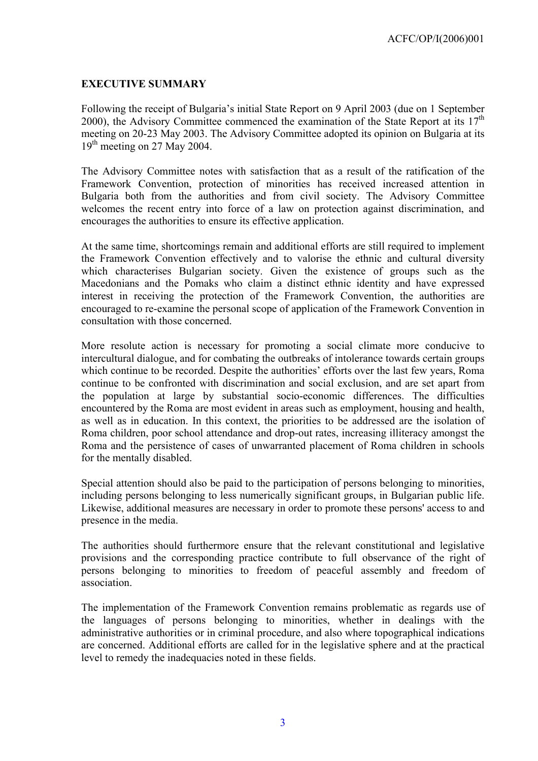**EXECUTIVE SUMMARY**

Following the receipt of Bulgaria's initial State Report on 9 April 2003 (due on 1 September 2000), the Advisory Committee commenced the examination of the State Report at its 17th meeting on 20-23 May 2003. The Advisory Committee adopted its opinion on Bulgaria at its 19th meeting on 27 May 2004.

The Advisory Committee notes with satisfaction that as a result of the ratification of the Framework Convention, protection of minorities has received increased attention in Bulgaria both from the authorities and from civil society. The Advisory Committee welcomes the recent entry into force of a law on protection against discrimination, and encourages the authorities to ensure its effective application.

At the same time, shortcomings remain and additional efforts are still required to implement the Framework Convention effectively and to valorise the ethnic and cultural diversity which characterises Bulgarian society. Given the existence of groups such as the Macedonians and the Pomaks who claim a distinct ethnic identity and have expressed interest in receiving the protection of the Framework Convention, the authorities are encouraged to re-examine the personal scope of application of the Framework Convention in consultation with those concerned.

More resolute action is necessary for promoting a social climate more conducive to intercultural dialogue, and for combating the outbreaks of intolerance towards certain groups which continue to be recorded. Despite the authorities' efforts over the last few years, Roma continue to be confronted with discrimination and social exclusion, and are set apart from the population at large by substantial socio-economic differences. The difficulties encountered by the Roma are most evident in areas such as employment, housing and health, as well as in education. In this context, the priorities to be addressed are the isolation of Roma children, poor school attendance and drop-out rates, increasing illiteracy amongst the Roma and the persistence of cases of unwarranted placement of Roma children in schools for the mentally disabled.

Special attention should also be paid to the participation of persons belonging to minorities, including persons belonging to less numerically significant groups, in Bulgarian public life. Likewise, additional measures are necessary in order to promote these persons' access to and presence in the media.

The authorities should furthermore ensure that the relevant constitutional and legislative provisions and the corresponding practice contribute to full observance of the right of persons belonging to minorities to freedom of peaceful assembly and freedom of association.

The implementation of the Framework Convention remains problematic as regards use of the languages of persons belonging to minorities, whether in dealings with the administrative authorities or in criminal procedure, and also where topographical indications are concerned. Additional efforts are called for in the legislative sphere and at the practical level to remedy the inadequacies noted in these fields.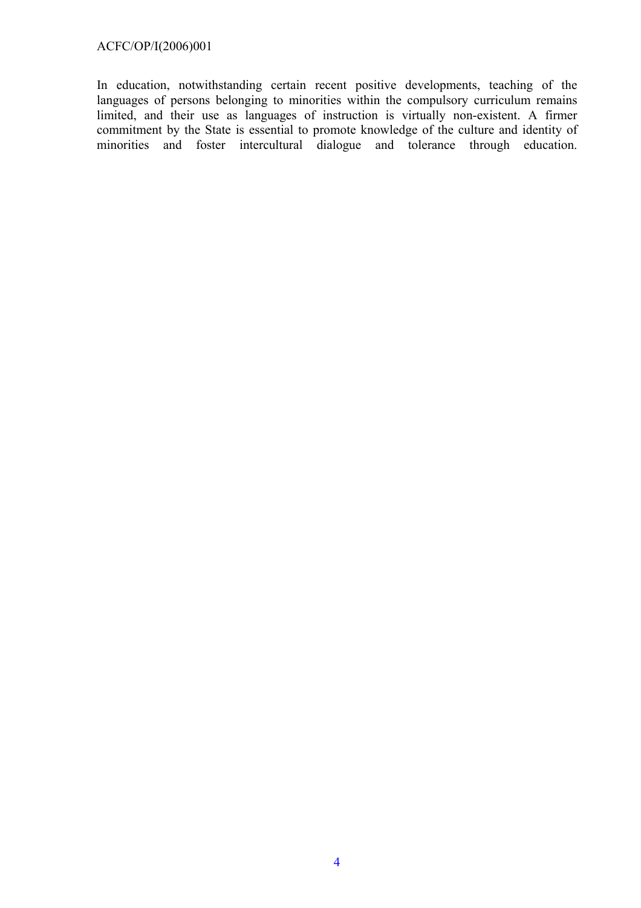In education, notwithstanding certain recent positive developments, teaching of the languages of persons belonging to minorities within the compulsory curriculum remains limited, and their use as languages of instruction is virtually non-existent. A firmer commitment by the State is essential to promote knowledge of the culture and identity of minorities and foster intercultural dialogue and tolerance through education.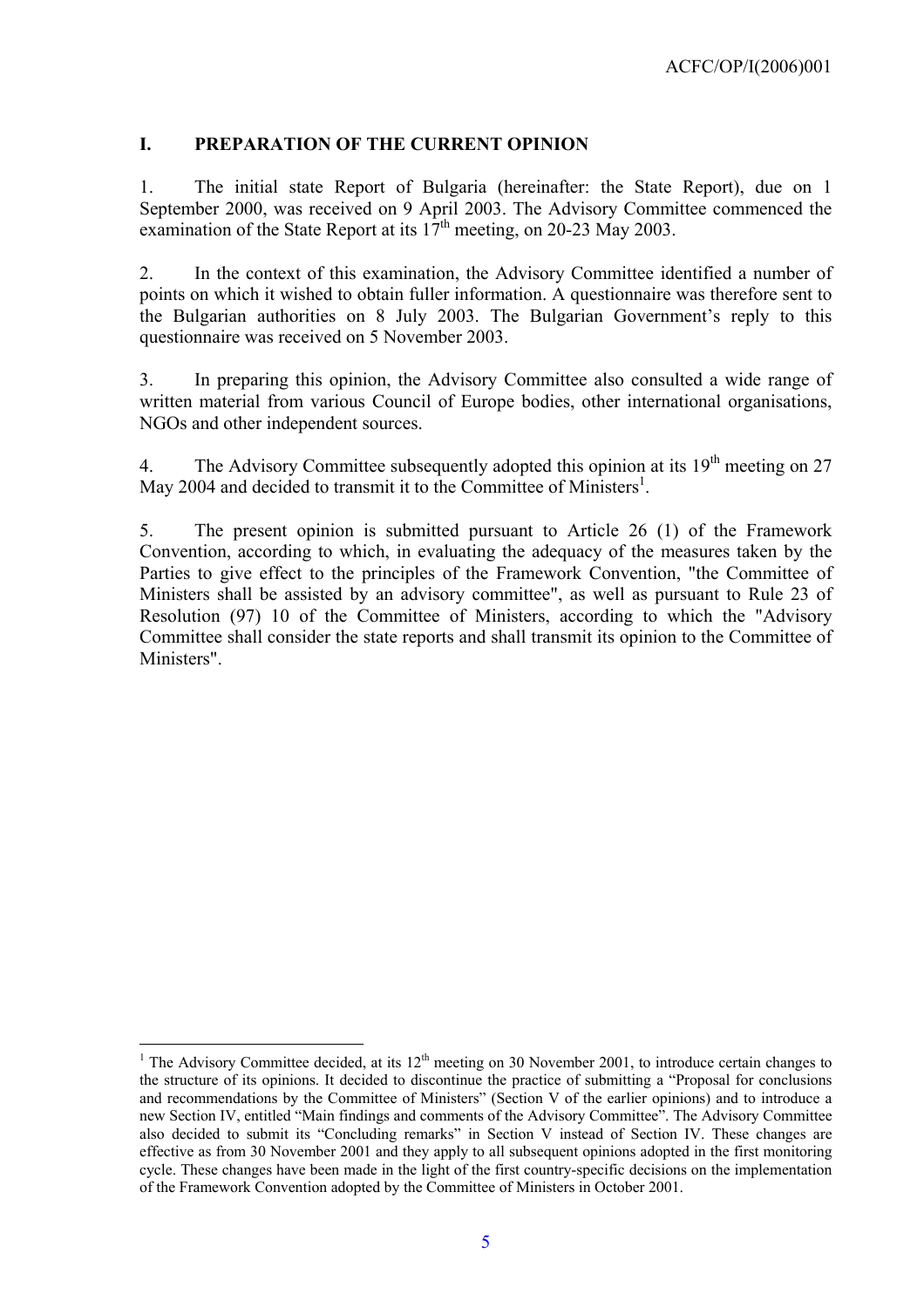## I. PREPARATION OF THE CURRENT OPINION

1. The initial state Report of Bulgaria (hereinafter: the State Report), due on 1 September 2000, was received on 9 April 2003. The Advisory Committee commenced the examination of the State Report at its 17th meeting, on 20-23 May 2003.

2. In the context of this examination, the Advisory Committee identified a number of points on which it wished to obtain fuller information. A questionnaire was therefore sent to the Bulgarian authorities on 8 July 2003. The Bulgarian Government's reply to this questionnaire was received on 5 November 2003.

3. In preparing this opinion, the Advisory Committee also consulted a wide range of written material from various Council of Europe bodies, other international organisations, NGOs and other independent sources.

4. The Advisory Committee subsequently adopted this opinion at its 19th meeting on 27 May 2004 and decided to transmit it to the Committee of Ministers[1].

5. The present opinion is submitted pursuant to Article 26 (1) of the Framework Convention, according to which, in evaluating the adequacy of the measures taken by the Parties to give effect to the principles of the Framework Convention, "the Committee of Ministers shall be assisted by an advisory committee", as well as pursuant to Rule 23 of Resolution (97) 10 of the Committee of Ministers, according to which the "Advisory Committee shall consider the state reports and shall transmit its opinion to the Committee of Ministers".

---

[1] The Advisory Committee decided, at its 12th meeting on 30 November 2001, to introduce certain changes to the structure of its opinions. It decided to discontinue the practice of submitting a "Proposal for conclusions and recommendations by the Committee of Ministers" (Section V of the earlier opinions) and to introduce a new Section IV, entitled "Main findings and comments of the Advisory Committee". The Advisory Committee also decided to submit its "Concluding remarks" in Section V instead of Section IV. These changes are effective as from 30 November 2001 and they apply to all subsequent opinions adopted in the first monitoring cycle. These changes have been made in the light of the first country-specific decisions on the implementation of the Framework Convention adopted by the Committee of Ministers in October 2001.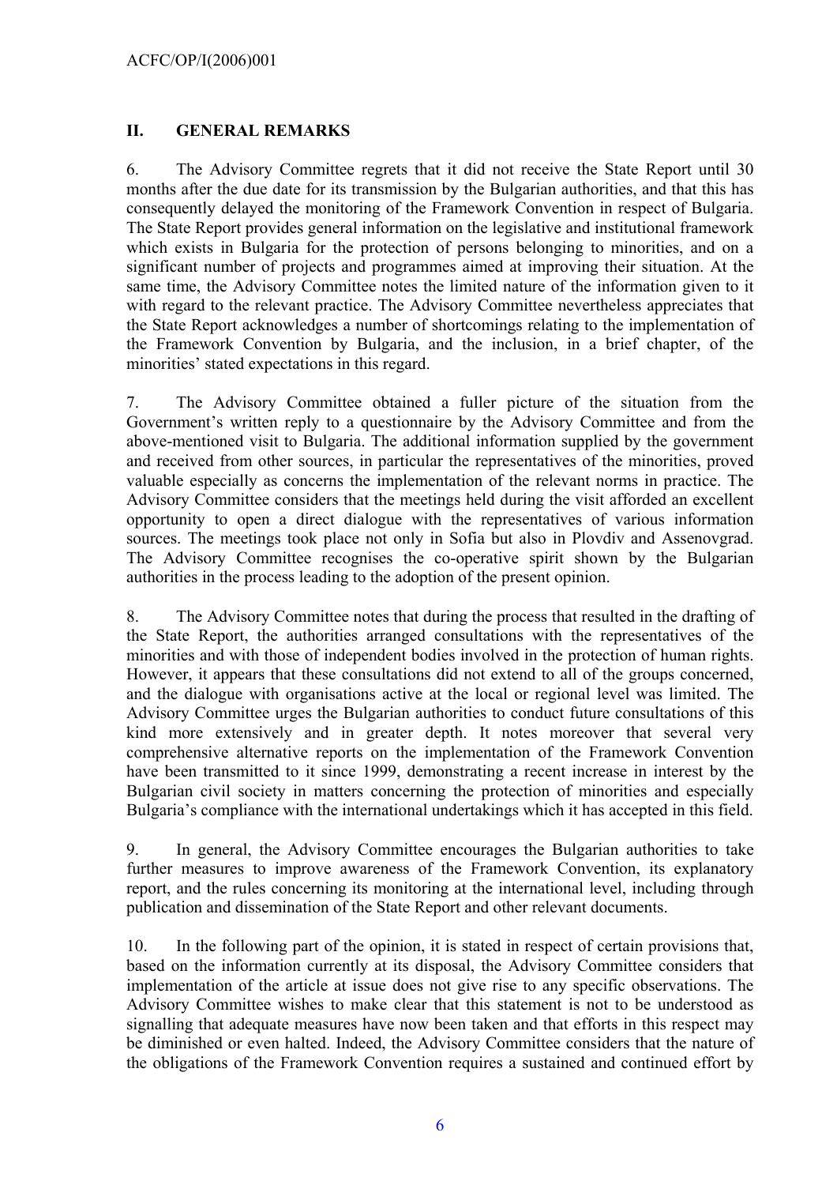## II. GENERAL REMARKS

6. The Advisory Committee regrets that it did not receive the State Report until 30 months after the due date for its transmission by the Bulgarian authorities, and that this has consequently delayed the monitoring of the Framework Convention in respect of Bulgaria. The State Report provides general information on the legislative and institutional framework which exists in Bulgaria for the protection of persons belonging to minorities, and on a significant number of projects and programmes aimed at improving their situation. At the same time, the Advisory Committee notes the limited nature of the information given to it with regard to the relevant practice. The Advisory Committee nevertheless appreciates that the State Report acknowledges a number of shortcomings relating to the implementation of the Framework Convention by Bulgaria, and the inclusion, in a brief chapter, of the minorities' stated expectations in this regard.

7. The Advisory Committee obtained a fuller picture of the situation from the Government's written reply to a questionnaire by the Advisory Committee and from the above-mentioned visit to Bulgaria. The additional information supplied by the government and received from other sources, in particular the representatives of the minorities, proved valuable especially as concerns the implementation of the relevant norms in practice. The Advisory Committee considers that the meetings held during the visit afforded an excellent opportunity to open a direct dialogue with the representatives of various information sources. The meetings took place not only in Sofia but also in Plovdiv and Assenovgrad. The Advisory Committee recognises the co-operative spirit shown by the Bulgarian authorities in the process leading to the adoption of the present opinion.

8. The Advisory Committee notes that during the process that resulted in the drafting of the State Report, the authorities arranged consultations with the representatives of the minorities and with those of independent bodies involved in the protection of human rights. However, it appears that these consultations did not extend to all of the groups concerned, and the dialogue with organisations active at the local or regional level was limited. The Advisory Committee urges the Bulgarian authorities to conduct future consultations of this kind more extensively and in greater depth. It notes moreover that several very comprehensive alternative reports on the implementation of the Framework Convention have been transmitted to it since 1999, demonstrating a recent increase in interest by the Bulgarian civil society in matters concerning the protection of minorities and especially Bulgaria's compliance with the international undertakings which it has accepted in this field.

9. In general, the Advisory Committee encourages the Bulgarian authorities to take further measures to improve awareness of the Framework Convention, its explanatory report, and the rules concerning its monitoring at the international level, including through publication and dissemination of the State Report and other relevant documents.

10. In the following part of the opinion, it is stated in respect of certain provisions that, based on the information currently at its disposal, the Advisory Committee considers that implementation of the article at issue does not give rise to any specific observations. The Advisory Committee wishes to make clear that this statement is not to be understood as signalling that adequate measures have now been taken and that efforts in this respect may be diminished or even halted. Indeed, the Advisory Committee considers that the nature of the obligations of the Framework Convention requires a sustained and continued effort by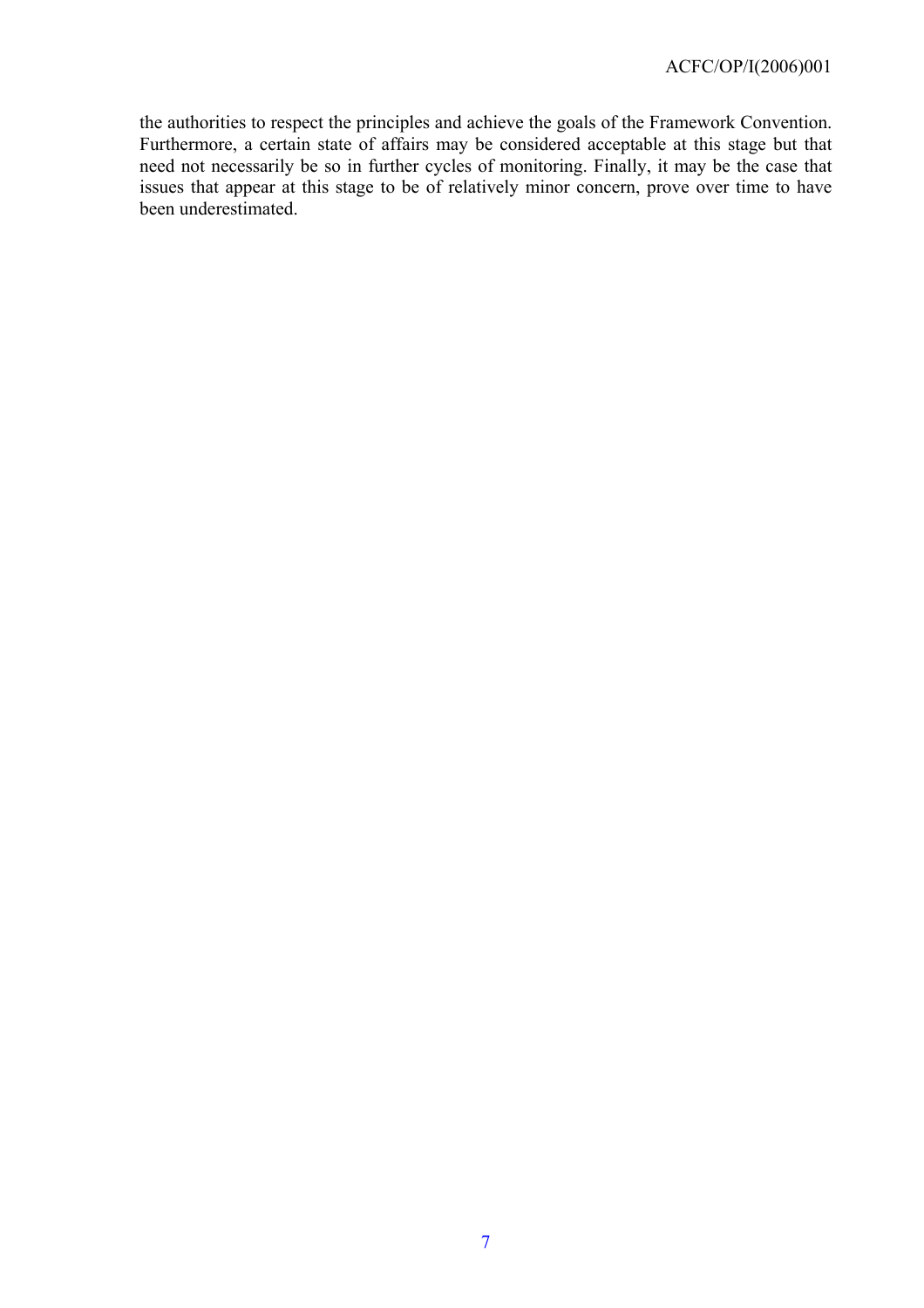the authorities to respect the principles and achieve the goals of the Framework Convention. Furthermore, a certain state of affairs may be considered acceptable at this stage but that need not necessarily be so in further cycles of monitoring. Finally, it may be the case that issues that appear at this stage to be of relatively minor concern, prove over time to have been underestimated.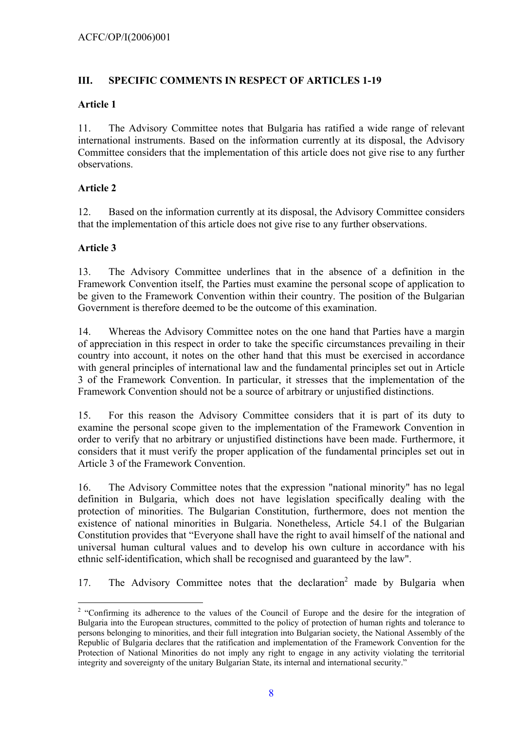## III. SPECIFIC COMMENTS IN RESPECT OF ARTICLES 1-19

### Article 1

11. The Advisory Committee notes that Bulgaria has ratified a wide range of relevant international instruments. Based on the information currently at its disposal, the Advisory Committee considers that the implementation of this article does not give rise to any further observations.

### Article 2

12. Based on the information currently at its disposal, the Advisory Committee considers that the implementation of this article does not give rise to any further observations.

### Article 3

13. The Advisory Committee underlines that in the absence of a definition in the Framework Convention itself, the Parties must examine the personal scope of application to be given to the Framework Convention within their country. The position of the Bulgarian Government is therefore deemed to be the outcome of this examination.

14. Whereas the Advisory Committee notes on the one hand that Parties have a margin of appreciation in this respect in order to take the specific circumstances prevailing in their country into account, it notes on the other hand that this must be exercised in accordance with general principles of international law and the fundamental principles set out in Article 3 of the Framework Convention. In particular, it stresses that the implementation of the Framework Convention should not be a source of arbitrary or unjustified distinctions.

15. For this reason the Advisory Committee considers that it is part of its duty to examine the personal scope given to the implementation of the Framework Convention in order to verify that no arbitrary or unjustified distinctions have been made. Furthermore, it considers that it must verify the proper application of the fundamental principles set out in Article 3 of the Framework Convention.

16. The Advisory Committee notes that the expression "national minority" has no legal definition in Bulgaria, which does not have legislation specifically dealing with the protection of minorities. The Bulgarian Constitution, furthermore, does not mention the existence of national minorities in Bulgaria. Nonetheless, Article 54.1 of the Bulgarian Constitution provides that "Everyone shall have the right to avail himself of the national and universal human cultural values and to develop his own culture in accordance with his ethnic self-identification, which shall be recognised and guaranteed by the law".

17. The Advisory Committee notes that the declaration[2] made by Bulgaria when

[2] "Confirming its adherence to the values of the Council of Europe and the desire for the integration of Bulgaria into the European structures, committed to the policy of protection of human rights and tolerance to persons belonging to minorities, and their full integration into Bulgarian society, the National Assembly of the Republic of Bulgaria declares that the ratification and implementation of the Framework Convention for the Protection of National Minorities do not imply any right to engage in any activity violating the territorial integrity and sovereignty of the unitary Bulgarian State, its internal and international security."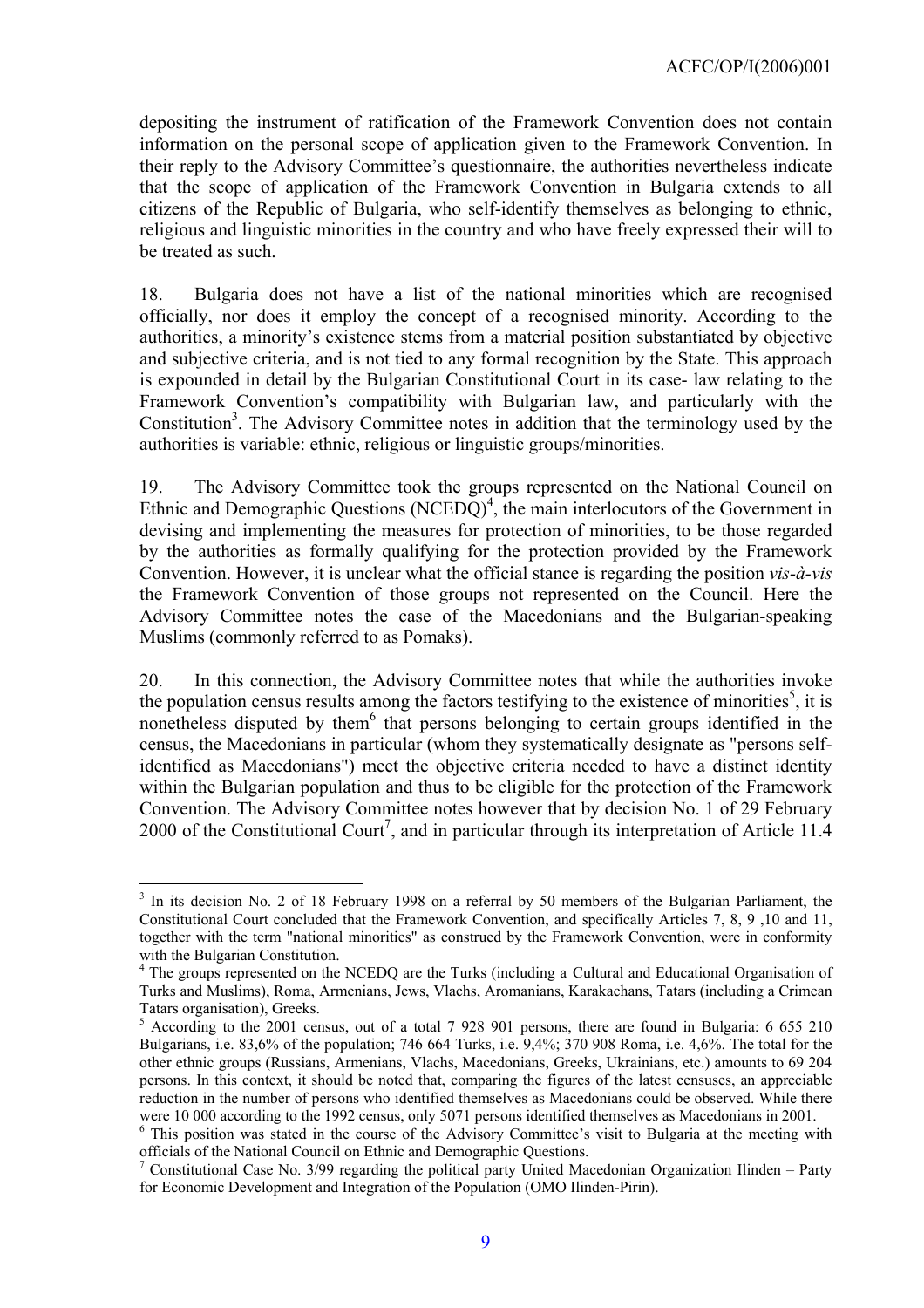depositing the instrument of ratification of the Framework Convention does not contain information on the personal scope of application given to the Framework Convention. In their reply to the Advisory Committee's questionnaire, the authorities nevertheless indicate that the scope of application of the Framework Convention in Bulgaria extends to all citizens of the Republic of Bulgaria, who self-identify themselves as belonging to ethnic, religious and linguistic minorities in the country and who have freely expressed their will to be treated as such.

18. Bulgaria does not have a list of the national minorities which are recognised officially, nor does it employ the concept of a recognised minority. According to the authorities, a minority's existence stems from a material position substantiated by objective and subjective criteria, and is not tied to any formal recognition by the State. This approach is expounded in detail by the Bulgarian Constitutional Court in its case- law relating to the Framework Convention's compatibility with Bulgarian law, and particularly with the Constitution[3]. The Advisory Committee notes in addition that the terminology used by the authorities is variable: ethnic, religious or linguistic groups/minorities.

19. The Advisory Committee took the groups represented on the National Council on Ethnic and Demographic Questions (NCEDQ)[4], the main interlocutors of the Government in devising and implementing the measures for protection of minorities, to be those regarded by the authorities as formally qualifying for the protection provided by the Framework Convention. However, it is unclear what the official stance is regarding the position *vis-à-vis* the Framework Convention of those groups not represented on the Council. Here the Advisory Committee notes the case of the Macedonians and the Bulgarian-speaking Muslims (commonly referred to as Pomaks).

20. In this connection, the Advisory Committee notes that while the authorities invoke the population census results among the factors testifying to the existence of minorities[5], it is nonetheless disputed by them[6] that persons belonging to certain groups identified in the census, the Macedonians in particular (whom they systematically designate as "persons self-identified as Macedonians") meet the objective criteria needed to have a distinct identity within the Bulgarian population and thus to be eligible for the protection of the Framework Convention. The Advisory Committee notes however that by decision No. 1 of 29 February 2000 of the Constitutional Court[7], and in particular through its interpretation of Article 11.4

---

[3] In its decision No. 2 of 18 February 1998 on a referral by 50 members of the Bulgarian Parliament, the Constitutional Court concluded that the Framework Convention, and specifically Articles 7, 8, 9 ,10 and 11, together with the term "national minorities" as construed by the Framework Convention, were in conformity with the Bulgarian Constitution.

[4] The groups represented on the NCEDQ are the Turks (including a Cultural and Educational Organisation of Turks and Muslims), Roma, Armenians, Jews, Vlachs, Aromanians, Karakachans, Tatars (including a Crimean Tatars organisation), Greeks.

[5] According to the 2001 census, out of a total 7 928 901 persons, there are found in Bulgaria: 6 655 210 Bulgarians, i.e. 83,6% of the population; 746 664 Turks, i.e. 9,4%; 370 908 Roma, i.e. 4,6%. The total for the other ethnic groups (Russians, Armenians, Vlachs, Macedonians, Greeks, Ukrainians, etc.) amounts to 69 204 persons. In this context, it should be noted that, comparing the figures of the latest censuses, an appreciable reduction in the number of persons who identified themselves as Macedonians could be observed. While there were 10 000 according to the 1992 census, only 5071 persons identified themselves as Macedonians in 2001.

[6] This position was stated in the course of the Advisory Committee's visit to Bulgaria at the meeting with officials of the National Council on Ethnic and Demographic Questions.

[7] Constitutional Case No. 3/99 regarding the political party United Macedonian Organization Ilinden – Party for Economic Development and Integration of the Population (OMO Ilinden-Pirin).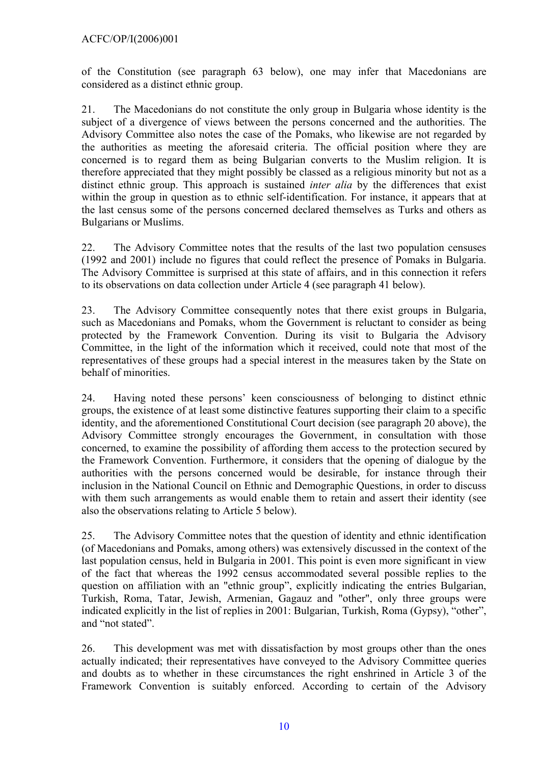of the Constitution (see paragraph 63 below), one may infer that Macedonians are considered as a distinct ethnic group.

21. The Macedonians do not constitute the only group in Bulgaria whose identity is the subject of a divergence of views between the persons concerned and the authorities. The Advisory Committee also notes the case of the Pomaks, who likewise are not regarded by the authorities as meeting the aforesaid criteria. The official position where they are concerned is to regard them as being Bulgarian converts to the Muslim religion. It is therefore appreciated that they might possibly be classed as a religious minority but not as a distinct ethnic group. This approach is sustained *inter alia* by the differences that exist within the group in question as to ethnic self-identification. For instance, it appears that at the last census some of the persons concerned declared themselves as Turks and others as Bulgarians or Muslims.

22. The Advisory Committee notes that the results of the last two population censuses (1992 and 2001) include no figures that could reflect the presence of Pomaks in Bulgaria. The Advisory Committee is surprised at this state of affairs, and in this connection it refers to its observations on data collection under Article 4 (see paragraph 41 below).

23. The Advisory Committee consequently notes that there exist groups in Bulgaria, such as Macedonians and Pomaks, whom the Government is reluctant to consider as being protected by the Framework Convention. During its visit to Bulgaria the Advisory Committee, in the light of the information which it received, could note that most of the representatives of these groups had a special interest in the measures taken by the State on behalf of minorities.

24. Having noted these persons' keen consciousness of belonging to distinct ethnic groups, the existence of at least some distinctive features supporting their claim to a specific identity, and the aforementioned Constitutional Court decision (see paragraph 20 above), the Advisory Committee strongly encourages the Government, in consultation with those concerned, to examine the possibility of affording them access to the protection secured by the Framework Convention. Furthermore, it considers that the opening of dialogue by the authorities with the persons concerned would be desirable, for instance through their inclusion in the National Council on Ethnic and Demographic Questions, in order to discuss with them such arrangements as would enable them to retain and assert their identity (see also the observations relating to Article 5 below).

25. The Advisory Committee notes that the question of identity and ethnic identification (of Macedonians and Pomaks, among others) was extensively discussed in the context of the last population census, held in Bulgaria in 2001. This point is even more significant in view of the fact that whereas the 1992 census accommodated several possible replies to the question on affiliation with an "ethnic group", explicitly indicating the entries Bulgarian, Turkish, Roma, Tatar, Jewish, Armenian, Gagauz and "other", only three groups were indicated explicitly in the list of replies in 2001: Bulgarian, Turkish, Roma (Gypsy), "other", and "not stated".

26. This development was met with dissatisfaction by most groups other than the ones actually indicated; their representatives have conveyed to the Advisory Committee queries and doubts as to whether in these circumstances the right enshrined in Article 3 of the Framework Convention is suitably enforced. According to certain of the Advisory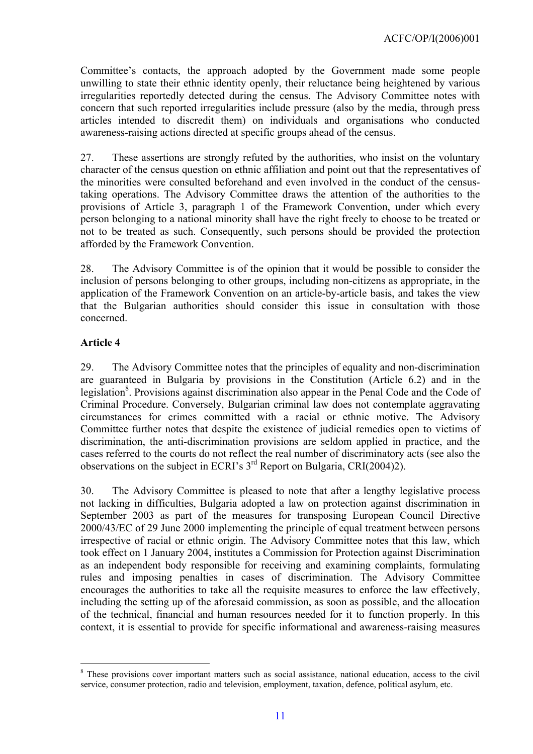Committee's contacts, the approach adopted by the Government made some people unwilling to state their ethnic identity openly, their reluctance being heightened by various irregularities reportedly detected during the census. The Advisory Committee notes with concern that such reported irregularities include pressure (also by the media, through press articles intended to discredit them) on individuals and organisations who conducted awareness-raising actions directed at specific groups ahead of the census.

27. These assertions are strongly refuted by the authorities, who insist on the voluntary character of the census question on ethnic affiliation and point out that the representatives of the minorities were consulted beforehand and even involved in the conduct of the census-taking operations. The Advisory Committee draws the attention of the authorities to the provisions of Article 3, paragraph 1 of the Framework Convention, under which every person belonging to a national minority shall have the right freely to choose to be treated or not to be treated as such. Consequently, such persons should be provided the protection afforded by the Framework Convention.

28. The Advisory Committee is of the opinion that it would be possible to consider the inclusion of persons belonging to other groups, including non-citizens as appropriate, in the application of the Framework Convention on an article-by-article basis, and takes the view that the Bulgarian authorities should consider this issue in consultation with those concerned.

**Article 4**

29. The Advisory Committee notes that the principles of equality and non-discrimination are guaranteed in Bulgaria by provisions in the Constitution (Article 6.2) and in the legislation[8]. Provisions against discrimination also appear in the Penal Code and the Code of Criminal Procedure. Conversely, Bulgarian criminal law does not contemplate aggravating circumstances for crimes committed with a racial or ethnic motive. The Advisory Committee further notes that despite the existence of judicial remedies open to victims of discrimination, the anti-discrimination provisions are seldom applied in practice, and the cases referred to the courts do not reflect the real number of discriminatory acts (see also the observations on the subject in ECRI's 3rd Report on Bulgaria, CRI(2004)2).

30. The Advisory Committee is pleased to note that after a lengthy legislative process not lacking in difficulties, Bulgaria adopted a law on protection against discrimination in September 2003 as part of the measures for transposing European Council Directive 2000/43/EC of 29 June 2000 implementing the principle of equal treatment between persons irrespective of racial or ethnic origin. The Advisory Committee notes that this law, which took effect on 1 January 2004, institutes a Commission for Protection against Discrimination as an independent body responsible for receiving and examining complaints, formulating rules and imposing penalties in cases of discrimination. The Advisory Committee encourages the authorities to take all the requisite measures to enforce the law effectively, including the setting up of the aforesaid commission, as soon as possible, and the allocation of the technical, financial and human resources needed for it to function properly. In this context, it is essential to provide for specific informational and awareness-raising measures

[8] These provisions cover important matters such as social assistance, national education, access to the civil service, consumer protection, radio and television, employment, taxation, defence, political asylum, etc.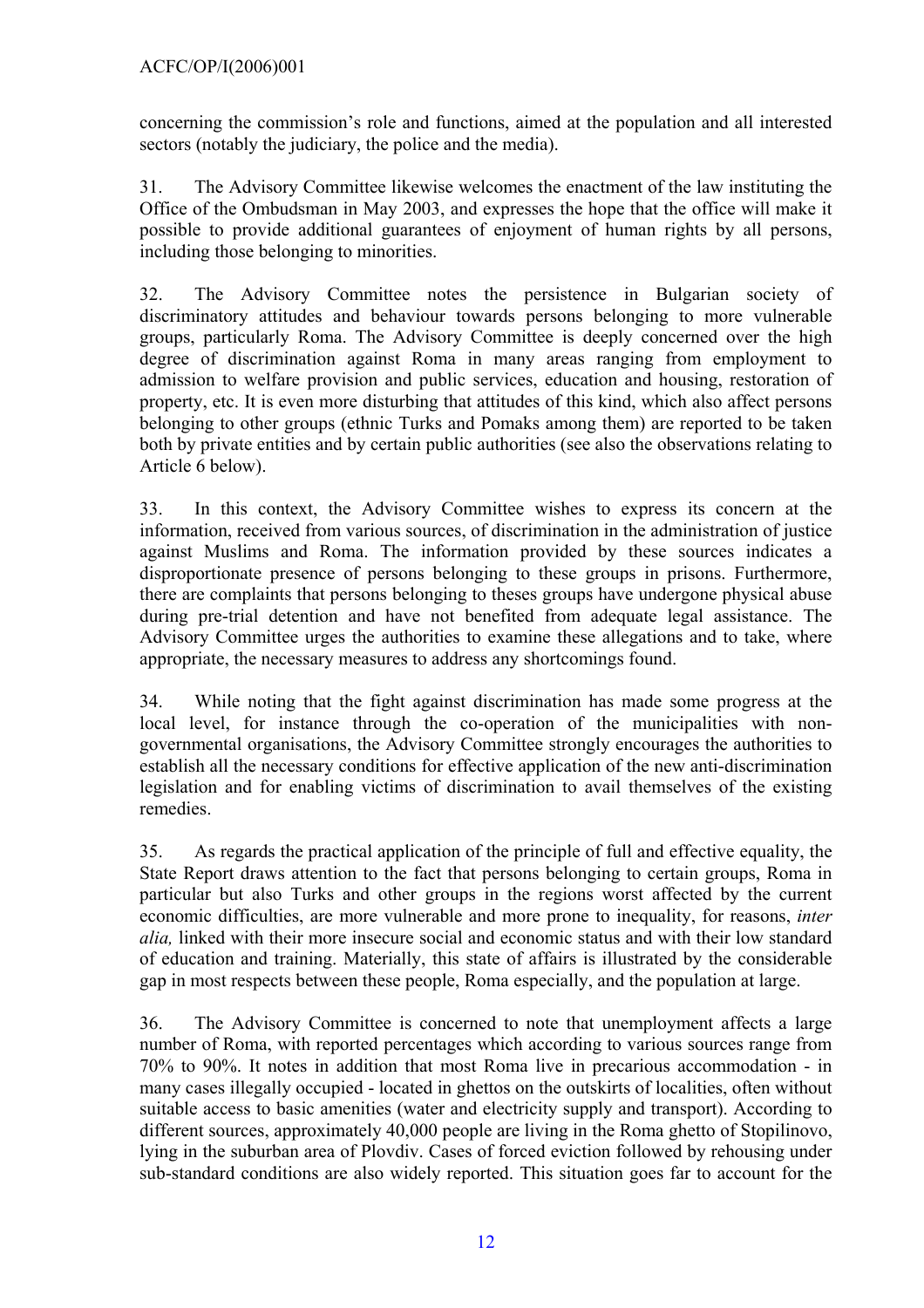concerning the commission's role and functions, aimed at the population and all interested sectors (notably the judiciary, the police and the media).

31. The Advisory Committee likewise welcomes the enactment of the law instituting the Office of the Ombudsman in May 2003, and expresses the hope that the office will make it possible to provide additional guarantees of enjoyment of human rights by all persons, including those belonging to minorities.

32. The Advisory Committee notes the persistence in Bulgarian society of discriminatory attitudes and behaviour towards persons belonging to more vulnerable groups, particularly Roma. The Advisory Committee is deeply concerned over the high degree of discrimination against Roma in many areas ranging from employment to admission to welfare provision and public services, education and housing, restoration of property, etc. It is even more disturbing that attitudes of this kind, which also affect persons belonging to other groups (ethnic Turks and Pomaks among them) are reported to be taken both by private entities and by certain public authorities (see also the observations relating to Article 6 below).

33. In this context, the Advisory Committee wishes to express its concern at the information, received from various sources, of discrimination in the administration of justice against Muslims and Roma. The information provided by these sources indicates a disproportionate presence of persons belonging to these groups in prisons. Furthermore, there are complaints that persons belonging to theses groups have undergone physical abuse during pre-trial detention and have not benefited from adequate legal assistance. The Advisory Committee urges the authorities to examine these allegations and to take, where appropriate, the necessary measures to address any shortcomings found.

34. While noting that the fight against discrimination has made some progress at the local level, for instance through the co-operation of the municipalities with non-governmental organisations, the Advisory Committee strongly encourages the authorities to establish all the necessary conditions for effective application of the new anti-discrimination legislation and for enabling victims of discrimination to avail themselves of the existing remedies.

35. As regards the practical application of the principle of full and effective equality, the State Report draws attention to the fact that persons belonging to certain groups, Roma in particular but also Turks and other groups in the regions worst affected by the current economic difficulties, are more vulnerable and more prone to inequality, for reasons, *inter alia,* linked with their more insecure social and economic status and with their low standard of education and training. Materially, this state of affairs is illustrated by the considerable gap in most respects between these people, Roma especially, and the population at large.

36. The Advisory Committee is concerned to note that unemployment affects a large number of Roma, with reported percentages which according to various sources range from 70% to 90%. It notes in addition that most Roma live in precarious accommodation - in many cases illegally occupied - located in ghettos on the outskirts of localities, often without suitable access to basic amenities (water and electricity supply and transport). According to different sources, approximately 40,000 people are living in the Roma ghetto of Stopilinovo, lying in the suburban area of Plovdiv. Cases of forced eviction followed by rehousing under sub-standard conditions are also widely reported. This situation goes far to account for the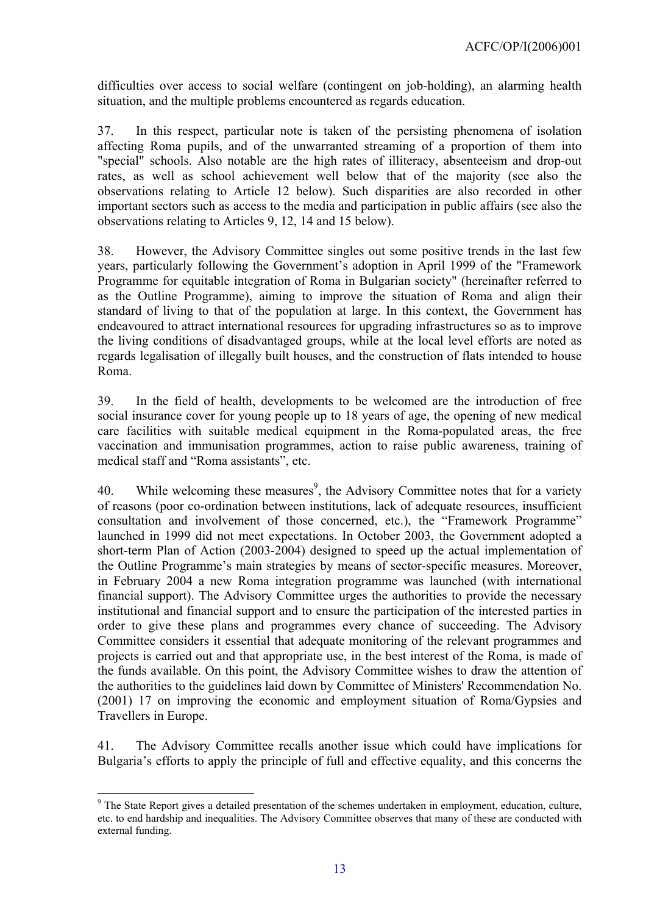difficulties over access to social welfare (contingent on job-holding), an alarming health situation, and the multiple problems encountered as regards education.

37. In this respect, particular note is taken of the persisting phenomena of isolation affecting Roma pupils, and of the unwarranted streaming of a proportion of them into "special" schools. Also notable are the high rates of illiteracy, absenteeism and drop-out rates, as well as school achievement well below that of the majority (see also the observations relating to Article 12 below). Such disparities are also recorded in other important sectors such as access to the media and participation in public affairs (see also the observations relating to Articles 9, 12, 14 and 15 below).

38. However, the Advisory Committee singles out some positive trends in the last few years, particularly following the Government's adoption in April 1999 of the "Framework Programme for equitable integration of Roma in Bulgarian society" (hereinafter referred to as the Outline Programme), aiming to improve the situation of Roma and align their standard of living to that of the population at large. In this context, the Government has endeavoured to attract international resources for upgrading infrastructures so as to improve the living conditions of disadvantaged groups, while at the local level efforts are noted as regards legalisation of illegally built houses, and the construction of flats intended to house Roma.

39. In the field of health, developments to be welcomed are the introduction of free social insurance cover for young people up to 18 years of age, the opening of new medical care facilities with suitable medical equipment in the Roma-populated areas, the free vaccination and immunisation programmes, action to raise public awareness, training of medical staff and "Roma assistants", etc.

40. While welcoming these measures[9], the Advisory Committee notes that for a variety of reasons (poor co-ordination between institutions, lack of adequate resources, insufficient consultation and involvement of those concerned, etc.), the "Framework Programme" launched in 1999 did not meet expectations. In October 2003, the Government adopted a short-term Plan of Action (2003-2004) designed to speed up the actual implementation of the Outline Programme's main strategies by means of sector-specific measures. Moreover, in February 2004 a new Roma integration programme was launched (with international financial support). The Advisory Committee urges the authorities to provide the necessary institutional and financial support and to ensure the participation of the interested parties in order to give these plans and programmes every chance of succeeding. The Advisory Committee considers it essential that adequate monitoring of the relevant programmes and projects is carried out and that appropriate use, in the best interest of the Roma, is made of the funds available. On this point, the Advisory Committee wishes to draw the attention of the authorities to the guidelines laid down by Committee of Ministers' Recommendation No. (2001) 17 on improving the economic and employment situation of Roma/Gypsies and Travellers in Europe.

41. The Advisory Committee recalls another issue which could have implications for Bulgaria's efforts to apply the principle of full and effective equality, and this concerns the

---

[9] The State Report gives a detailed presentation of the schemes undertaken in employment, education, culture, etc. to end hardship and inequalities. The Advisory Committee observes that many of these are conducted with external funding.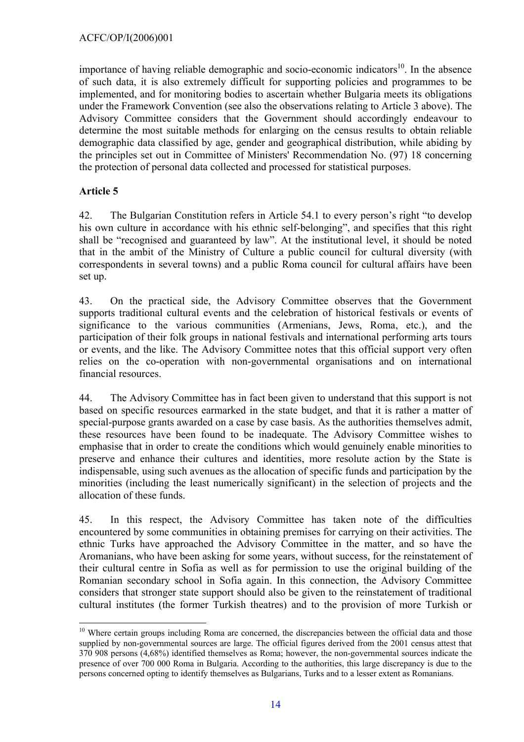importance of having reliable demographic and socio-economic indicators[10]. In the absence of such data, it is also extremely difficult for supporting policies and programmes to be implemented, and for monitoring bodies to ascertain whether Bulgaria meets its obligations under the Framework Convention (see also the observations relating to Article 3 above). The Advisory Committee considers that the Government should accordingly endeavour to determine the most suitable methods for enlarging on the census results to obtain reliable demographic data classified by age, gender and geographical distribution, while abiding by the principles set out in Committee of Ministers' Recommendation No. (97) 18 concerning the protection of personal data collected and processed for statistical purposes.

**Article 5**

42. The Bulgarian Constitution refers in Article 54.1 to every person's right "to develop his own culture in accordance with his ethnic self-belonging", and specifies that this right shall be "recognised and guaranteed by law". At the institutional level, it should be noted that in the ambit of the Ministry of Culture a public council for cultural diversity (with correspondents in several towns) and a public Roma council for cultural affairs have been set up.

43. On the practical side, the Advisory Committee observes that the Government supports traditional cultural events and the celebration of historical festivals or events of significance to the various communities (Armenians, Jews, Roma, etc.), and the participation of their folk groups in national festivals and international performing arts tours or events, and the like. The Advisory Committee notes that this official support very often relies on the co-operation with non-governmental organisations and on international financial resources.

44. The Advisory Committee has in fact been given to understand that this support is not based on specific resources earmarked in the state budget, and that it is rather a matter of special-purpose grants awarded on a case by case basis. As the authorities themselves admit, these resources have been found to be inadequate. The Advisory Committee wishes to emphasise that in order to create the conditions which would genuinely enable minorities to preserve and enhance their cultures and identities, more resolute action by the State is indispensable, using such avenues as the allocation of specific funds and participation by the minorities (including the least numerically significant) in the selection of projects and the allocation of these funds.

45. In this respect, the Advisory Committee has taken note of the difficulties encountered by some communities in obtaining premises for carrying on their activities. The ethnic Turks have approached the Advisory Committee in the matter, and so have the Aromanians, who have been asking for some years, without success, for the reinstatement of their cultural centre in Sofia as well as for permission to use the original building of the Romanian secondary school in Sofia again. In this connection, the Advisory Committee considers that stronger state support should also be given to the reinstatement of traditional cultural institutes (the former Turkish theatres) and to the provision of more Turkish or

[10] Where certain groups including Roma are concerned, the discrepancies between the official data and those supplied by non-governmental sources are large. The official figures derived from the 2001 census attest that 370 908 persons (4,68%) identified themselves as Roma; however, the non-governmental sources indicate the presence of over 700 000 Roma in Bulgaria. According to the authorities, this large discrepancy is due to the persons concerned opting to identify themselves as Bulgarians, Turks and to a lesser extent as Romanians.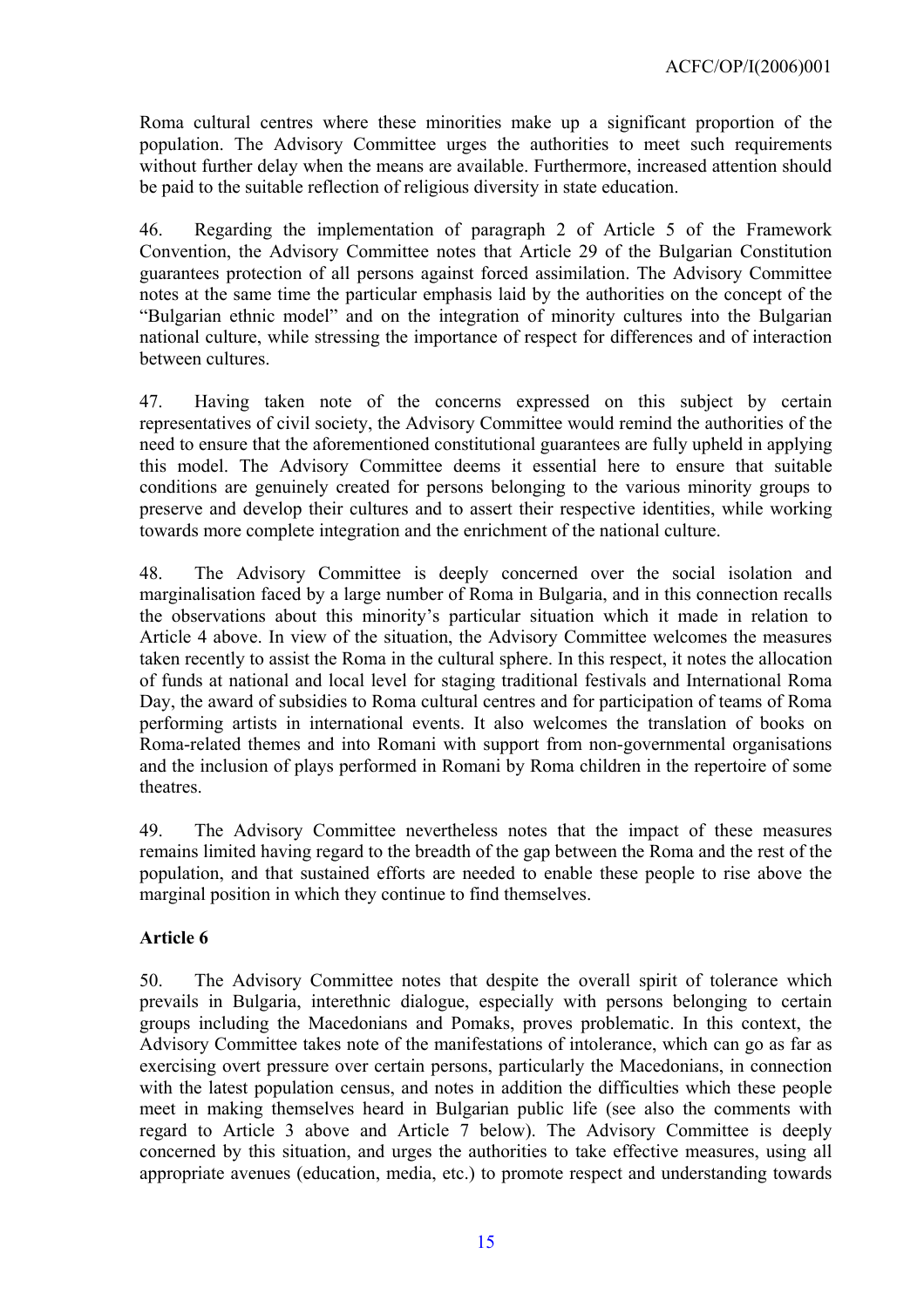Roma cultural centres where these minorities make up a significant proportion of the population. The Advisory Committee urges the authorities to meet such requirements without further delay when the means are available. Furthermore, increased attention should be paid to the suitable reflection of religious diversity in state education.

46. Regarding the implementation of paragraph 2 of Article 5 of the Framework Convention, the Advisory Committee notes that Article 29 of the Bulgarian Constitution guarantees protection of all persons against forced assimilation. The Advisory Committee notes at the same time the particular emphasis laid by the authorities on the concept of the "Bulgarian ethnic model" and on the integration of minority cultures into the Bulgarian national culture, while stressing the importance of respect for differences and of interaction between cultures.

47. Having taken note of the concerns expressed on this subject by certain representatives of civil society, the Advisory Committee would remind the authorities of the need to ensure that the aforementioned constitutional guarantees are fully upheld in applying this model. The Advisory Committee deems it essential here to ensure that suitable conditions are genuinely created for persons belonging to the various minority groups to preserve and develop their cultures and to assert their respective identities, while working towards more complete integration and the enrichment of the national culture.

48. The Advisory Committee is deeply concerned over the social isolation and marginalisation faced by a large number of Roma in Bulgaria, and in this connection recalls the observations about this minority's particular situation which it made in relation to Article 4 above. In view of the situation, the Advisory Committee welcomes the measures taken recently to assist the Roma in the cultural sphere. In this respect, it notes the allocation of funds at national and local level for staging traditional festivals and International Roma Day, the award of subsidies to Roma cultural centres and for participation of teams of Roma performing artists in international events. It also welcomes the translation of books on Roma-related themes and into Romani with support from non-governmental organisations and the inclusion of plays performed in Romani by Roma children in the repertoire of some theatres.

49. The Advisory Committee nevertheless notes that the impact of these measures remains limited having regard to the breadth of the gap between the Roma and the rest of the population, and that sustained efforts are needed to enable these people to rise above the marginal position in which they continue to find themselves.

### Article 6

50. The Advisory Committee notes that despite the overall spirit of tolerance which prevails in Bulgaria, interethnic dialogue, especially with persons belonging to certain groups including the Macedonians and Pomaks, proves problematic. In this context, the Advisory Committee takes note of the manifestations of intolerance, which can go as far as exercising overt pressure over certain persons, particularly the Macedonians, in connection with the latest population census, and notes in addition the difficulties which these people meet in making themselves heard in Bulgarian public life (see also the comments with regard to Article 3 above and Article 7 below). The Advisory Committee is deeply concerned by this situation, and urges the authorities to take effective measures, using all appropriate avenues (education, media, etc.) to promote respect and understanding towards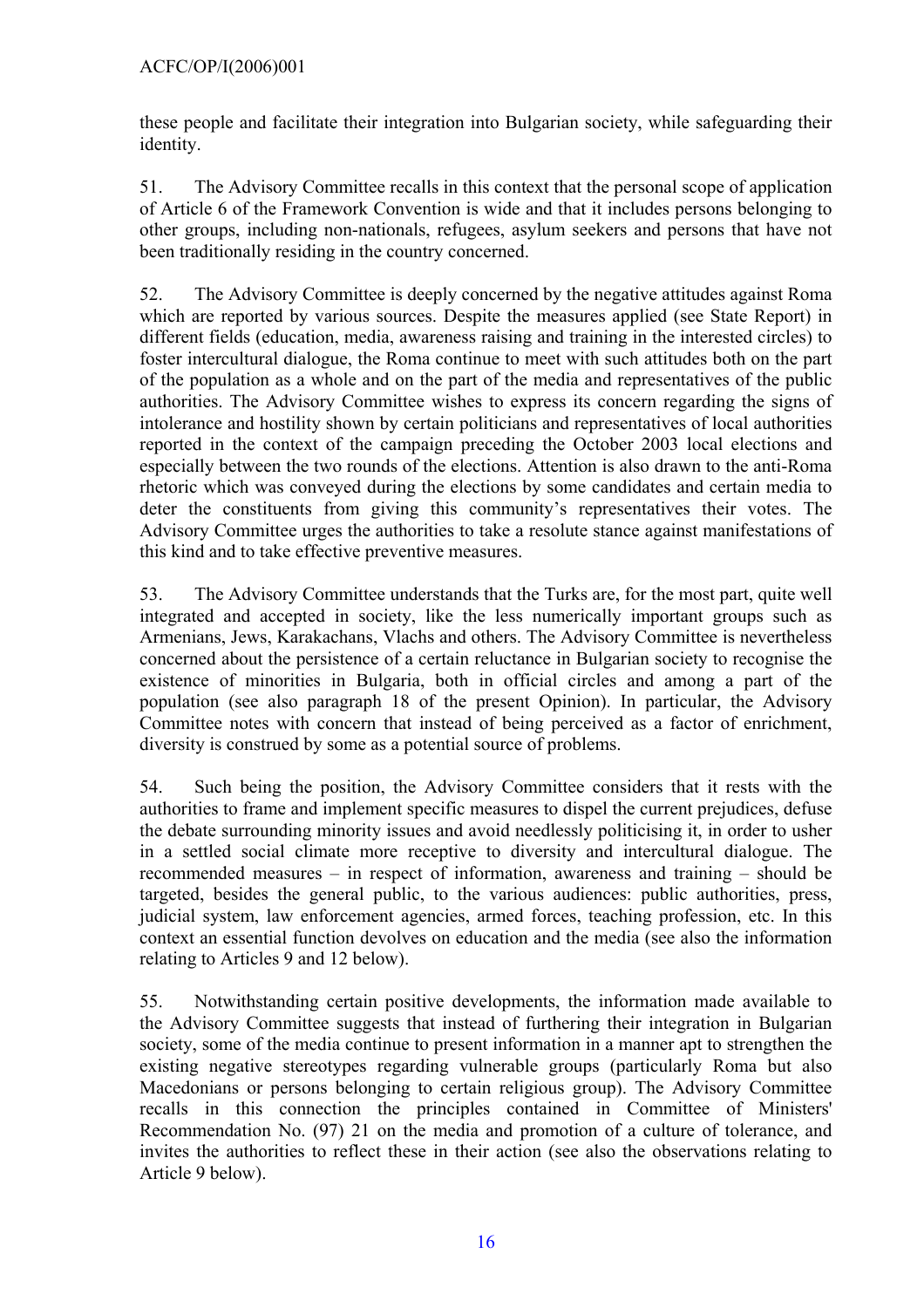these people and facilitate their integration into Bulgarian society, while safeguarding their identity.

51. The Advisory Committee recalls in this context that the personal scope of application of Article 6 of the Framework Convention is wide and that it includes persons belonging to other groups, including non-nationals, refugees, asylum seekers and persons that have not been traditionally residing in the country concerned.

52. The Advisory Committee is deeply concerned by the negative attitudes against Roma which are reported by various sources. Despite the measures applied (see State Report) in different fields (education, media, awareness raising and training in the interested circles) to foster intercultural dialogue, the Roma continue to meet with such attitudes both on the part of the population as a whole and on the part of the media and representatives of the public authorities. The Advisory Committee wishes to express its concern regarding the signs of intolerance and hostility shown by certain politicians and representatives of local authorities reported in the context of the campaign preceding the October 2003 local elections and especially between the two rounds of the elections. Attention is also drawn to the anti-Roma rhetoric which was conveyed during the elections by some candidates and certain media to deter the constituents from giving this community's representatives their votes. The Advisory Committee urges the authorities to take a resolute stance against manifestations of this kind and to take effective preventive measures.

53. The Advisory Committee understands that the Turks are, for the most part, quite well integrated and accepted in society, like the less numerically important groups such as Armenians, Jews, Karakachans, Vlachs and others. The Advisory Committee is nevertheless concerned about the persistence of a certain reluctance in Bulgarian society to recognise the existence of minorities in Bulgaria, both in official circles and among a part of the population (see also paragraph 18 of the present Opinion). In particular, the Advisory Committee notes with concern that instead of being perceived as a factor of enrichment, diversity is construed by some as a potential source of problems.

54. Such being the position, the Advisory Committee considers that it rests with the authorities to frame and implement specific measures to dispel the current prejudices, defuse the debate surrounding minority issues and avoid needlessly politicising it, in order to usher in a settled social climate more receptive to diversity and intercultural dialogue. The recommended measures – in respect of information, awareness and training – should be targeted, besides the general public, to the various audiences: public authorities, press, judicial system, law enforcement agencies, armed forces, teaching profession, etc. In this context an essential function devolves on education and the media (see also the information relating to Articles 9 and 12 below).

55. Notwithstanding certain positive developments, the information made available to the Advisory Committee suggests that instead of furthering their integration in Bulgarian society, some of the media continue to present information in a manner apt to strengthen the existing negative stereotypes regarding vulnerable groups (particularly Roma but also Macedonians or persons belonging to certain religious group). The Advisory Committee recalls in this connection the principles contained in Committee of Ministers' Recommendation No. (97) 21 on the media and promotion of a culture of tolerance, and invites the authorities to reflect these in their action (see also the observations relating to Article 9 below).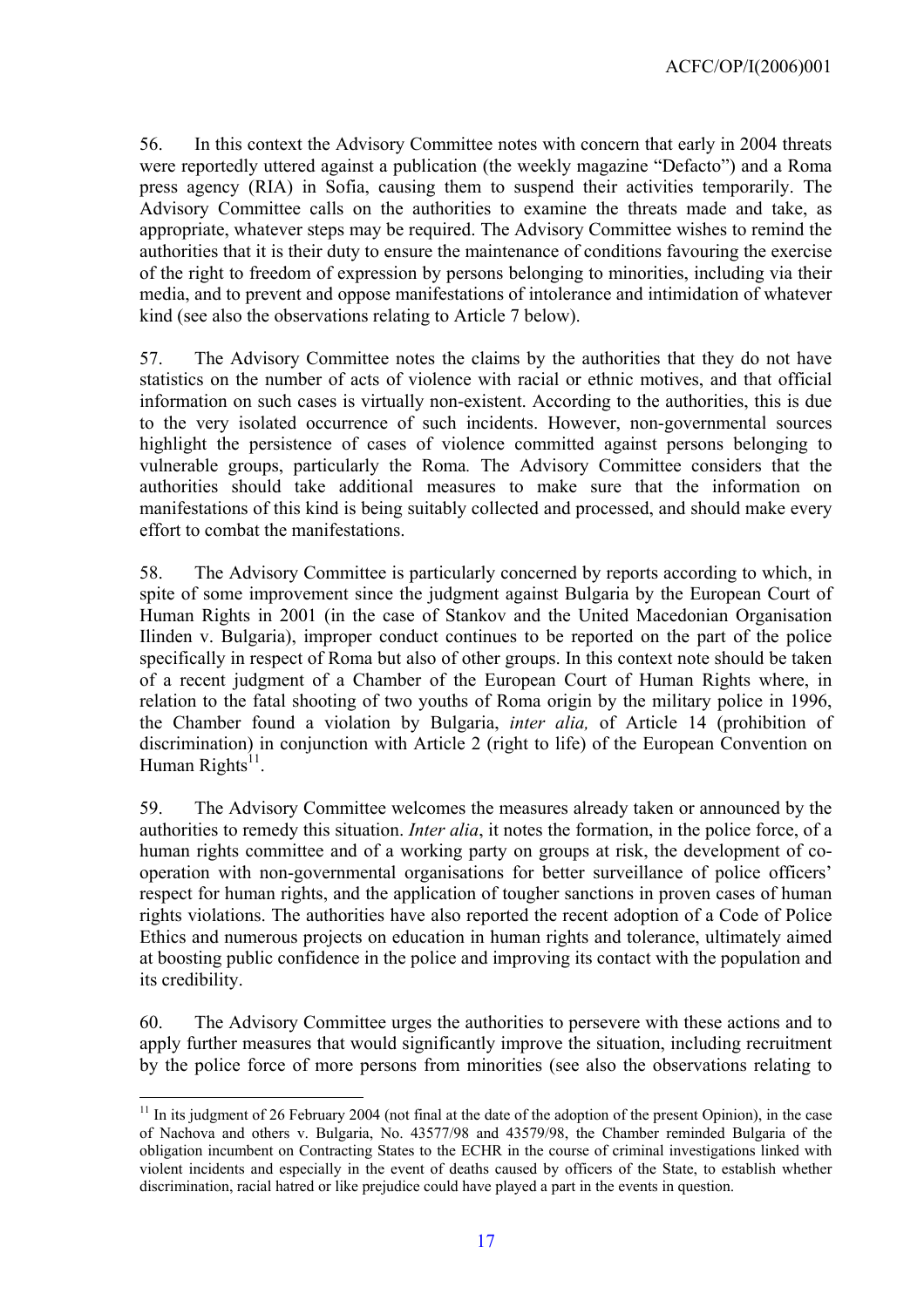56. In this context the Advisory Committee notes with concern that early in 2004 threats were reportedly uttered against a publication (the weekly magazine "Defacto") and a Roma press agency (RIA) in Sofia, causing them to suspend their activities temporarily. The Advisory Committee calls on the authorities to examine the threats made and take, as appropriate, whatever steps may be required. The Advisory Committee wishes to remind the authorities that it is their duty to ensure the maintenance of conditions favouring the exercise of the right to freedom of expression by persons belonging to minorities, including via their media, and to prevent and oppose manifestations of intolerance and intimidation of whatever kind (see also the observations relating to Article 7 below).

57. The Advisory Committee notes the claims by the authorities that they do not have statistics on the number of acts of violence with racial or ethnic motives, and that official information on such cases is virtually non-existent. According to the authorities, this is due to the very isolated occurrence of such incidents. However, non-governmental sources highlight the persistence of cases of violence committed against persons belonging to vulnerable groups, particularly the Roma. The Advisory Committee considers that the authorities should take additional measures to make sure that the information on manifestations of this kind is being suitably collected and processed, and should make every effort to combat the manifestations.

58. The Advisory Committee is particularly concerned by reports according to which, in spite of some improvement since the judgment against Bulgaria by the European Court of Human Rights in 2001 (in the case of Stankov and the United Macedonian Organisation Ilinden v. Bulgaria), improper conduct continues to be reported on the part of the police specifically in respect of Roma but also of other groups. In this context note should be taken of a recent judgment of a Chamber of the European Court of Human Rights where, in relation to the fatal shooting of two youths of Roma origin by the military police in 1996, the Chamber found a violation by Bulgaria, *inter alia,* of Article 14 (prohibition of discrimination) in conjunction with Article 2 (right to life) of the European Convention on Human Rights[11].

59. The Advisory Committee welcomes the measures already taken or announced by the authorities to remedy this situation. *Inter alia*, it notes the formation, in the police force, of a human rights committee and of a working party on groups at risk, the development of co-operation with non-governmental organisations for better surveillance of police officers' respect for human rights, and the application of tougher sanctions in proven cases of human rights violations. The authorities have also reported the recent adoption of a Code of Police Ethics and numerous projects on education in human rights and tolerance, ultimately aimed at boosting public confidence in the police and improving its contact with the population and its credibility.

60. The Advisory Committee urges the authorities to persevere with these actions and to apply further measures that would significantly improve the situation, including recruitment by the police force of more persons from minorities (see also the observations relating to

---

[11] In its judgment of 26 February 2004 (not final at the date of the adoption of the present Opinion), in the case of Nachova and others v. Bulgaria, No. 43577/98 and 43579/98, the Chamber reminded Bulgaria of the obligation incumbent on Contracting States to the ECHR in the course of criminal investigations linked with violent incidents and especially in the event of deaths caused by officers of the State, to establish whether discrimination, racial hatred or like prejudice could have played a part in the events in question.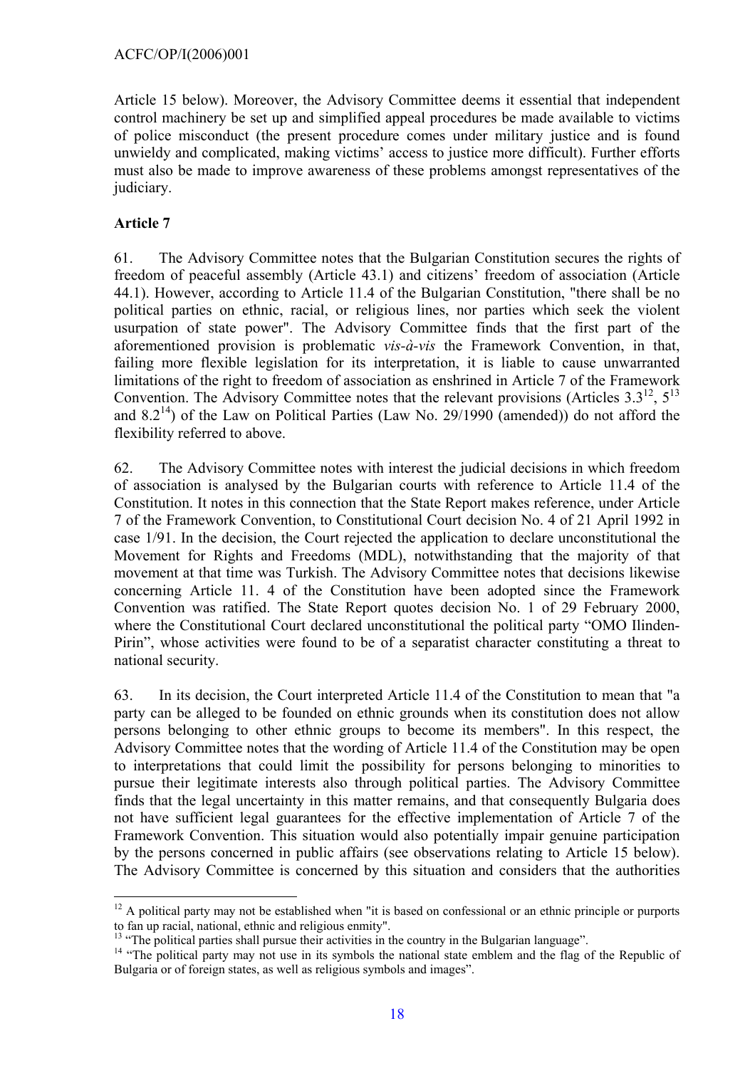Article 15 below). Moreover, the Advisory Committee deems it essential that independent control machinery be set up and simplified appeal procedures be made available to victims of police misconduct (the present procedure comes under military justice and is found unwieldy and complicated, making victims' access to justice more difficult). Further efforts must also be made to improve awareness of these problems amongst representatives of the judiciary.

### Article 7

61. The Advisory Committee notes that the Bulgarian Constitution secures the rights of freedom of peaceful assembly (Article 43.1) and citizens' freedom of association (Article 44.1). However, according to Article 11.4 of the Bulgarian Constitution, "there shall be no political parties on ethnic, racial, or religious lines, nor parties which seek the violent usurpation of state power". The Advisory Committee finds that the first part of the aforementioned provision is problematic *vis-à-vis* the Framework Convention, in that, failing more flexible legislation for its interpretation, it is liable to cause unwarranted limitations of the right to freedom of association as enshrined in Article 7 of the Framework Convention. The Advisory Committee notes that the relevant provisions (Articles 3.3[12], 5[13] and 8.2[14]) of the Law on Political Parties (Law No. 29/1990 (amended)) do not afford the flexibility referred to above.

62. The Advisory Committee notes with interest the judicial decisions in which freedom of association is analysed by the Bulgarian courts with reference to Article 11.4 of the Constitution. It notes in this connection that the State Report makes reference, under Article 7 of the Framework Convention, to Constitutional Court decision No. 4 of 21 April 1992 in case 1/91. In the decision, the Court rejected the application to declare unconstitutional the Movement for Rights and Freedoms (MDL), notwithstanding that the majority of that movement at that time was Turkish. The Advisory Committee notes that decisions likewise concerning Article 11. 4 of the Constitution have been adopted since the Framework Convention was ratified. The State Report quotes decision No. 1 of 29 February 2000, where the Constitutional Court declared unconstitutional the political party "OMO Ilinden-Pirin", whose activities were found to be of a separatist character constituting a threat to national security.

63. In its decision, the Court interpreted Article 11.4 of the Constitution to mean that "a party can be alleged to be founded on ethnic grounds when its constitution does not allow persons belonging to other ethnic groups to become its members". In this respect, the Advisory Committee notes that the wording of Article 11.4 of the Constitution may be open to interpretations that could limit the possibility for persons belonging to minorities to pursue their legitimate interests also through political parties. The Advisory Committee finds that the legal uncertainty in this matter remains, and that consequently Bulgaria does not have sufficient legal guarantees for the effective implementation of Article 7 of the Framework Convention. This situation would also potentially impair genuine participation by the persons concerned in public affairs (see observations relating to Article 15 below). The Advisory Committee is concerned by this situation and considers that the authorities

---

[12] A political party may not be established when "it is based on confessional or an ethnic principle or purports to fan up racial, national, ethnic and religious enmity".

[13] "The political parties shall pursue their activities in the country in the Bulgarian language".

[14] "The political party may not use in its symbols the national state emblem and the flag of the Republic of Bulgaria or of foreign states, as well as religious symbols and images".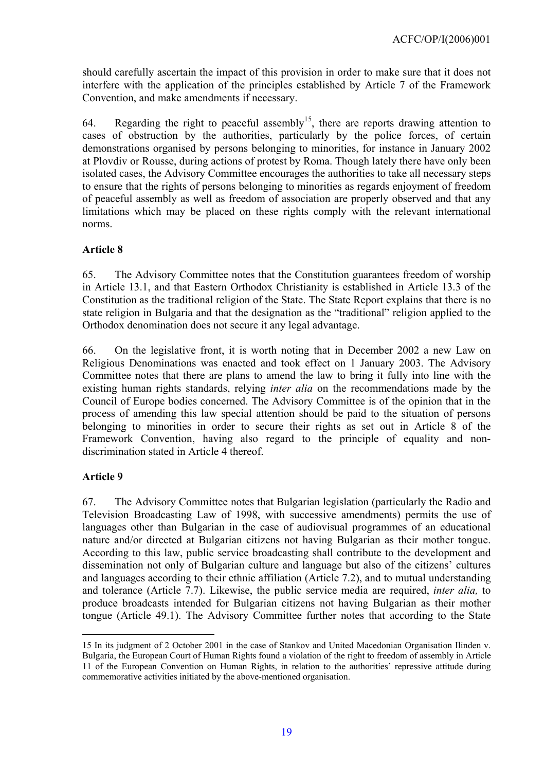should carefully ascertain the impact of this provision in order to make sure that it does not interfere with the application of the principles established by Article 7 of the Framework Convention, and make amendments if necessary.

64. Regarding the right to peaceful assembly[15], there are reports drawing attention to cases of obstruction by the authorities, particularly by the police forces, of certain demonstrations organised by persons belonging to minorities, for instance in January 2002 at Plovdiv or Rousse, during actions of protest by Roma. Though lately there have only been isolated cases, the Advisory Committee encourages the authorities to take all necessary steps to ensure that the rights of persons belonging to minorities as regards enjoyment of freedom of peaceful assembly as well as freedom of association are properly observed and that any limitations which may be placed on these rights comply with the relevant international norms.

**Article 8**

65. The Advisory Committee notes that the Constitution guarantees freedom of worship in Article 13.1, and that Eastern Orthodox Christianity is established in Article 13.3 of the Constitution as the traditional religion of the State. The State Report explains that there is no state religion in Bulgaria and that the designation as the "traditional" religion applied to the Orthodox denomination does not secure it any legal advantage.

66. On the legislative front, it is worth noting that in December 2002 a new Law on Religious Denominations was enacted and took effect on 1 January 2003. The Advisory Committee notes that there are plans to amend the law to bring it fully into line with the existing human rights standards, relying *inter alia* on the recommendations made by the Council of Europe bodies concerned. The Advisory Committee is of the opinion that in the process of amending this law special attention should be paid to the situation of persons belonging to minorities in order to secure their rights as set out in Article 8 of the Framework Convention, having also regard to the principle of equality and non-discrimination stated in Article 4 thereof.

**Article 9**

67. The Advisory Committee notes that Bulgarian legislation (particularly the Radio and Television Broadcasting Law of 1998, with successive amendments) permits the use of languages other than Bulgarian in the case of audiovisual programmes of an educational nature and/or directed at Bulgarian citizens not having Bulgarian as their mother tongue. According to this law, public service broadcasting shall contribute to the development and dissemination not only of Bulgarian culture and language but also of the citizens' cultures and languages according to their ethnic affiliation (Article 7.2), and to mutual understanding and tolerance (Article 7.7). Likewise, the public service media are required, *inter alia,* to produce broadcasts intended for Bulgarian citizens not having Bulgarian as their mother tongue (Article 49.1). The Advisory Committee further notes that according to the State

---

15 In its judgment of 2 October 2001 in the case of Stankov and United Macedonian Organisation Ilinden v. Bulgaria, the European Court of Human Rights found a violation of the right to freedom of assembly in Article 11 of the European Convention on Human Rights, in relation to the authorities' repressive attitude during commemorative activities initiated by the above-mentioned organisation.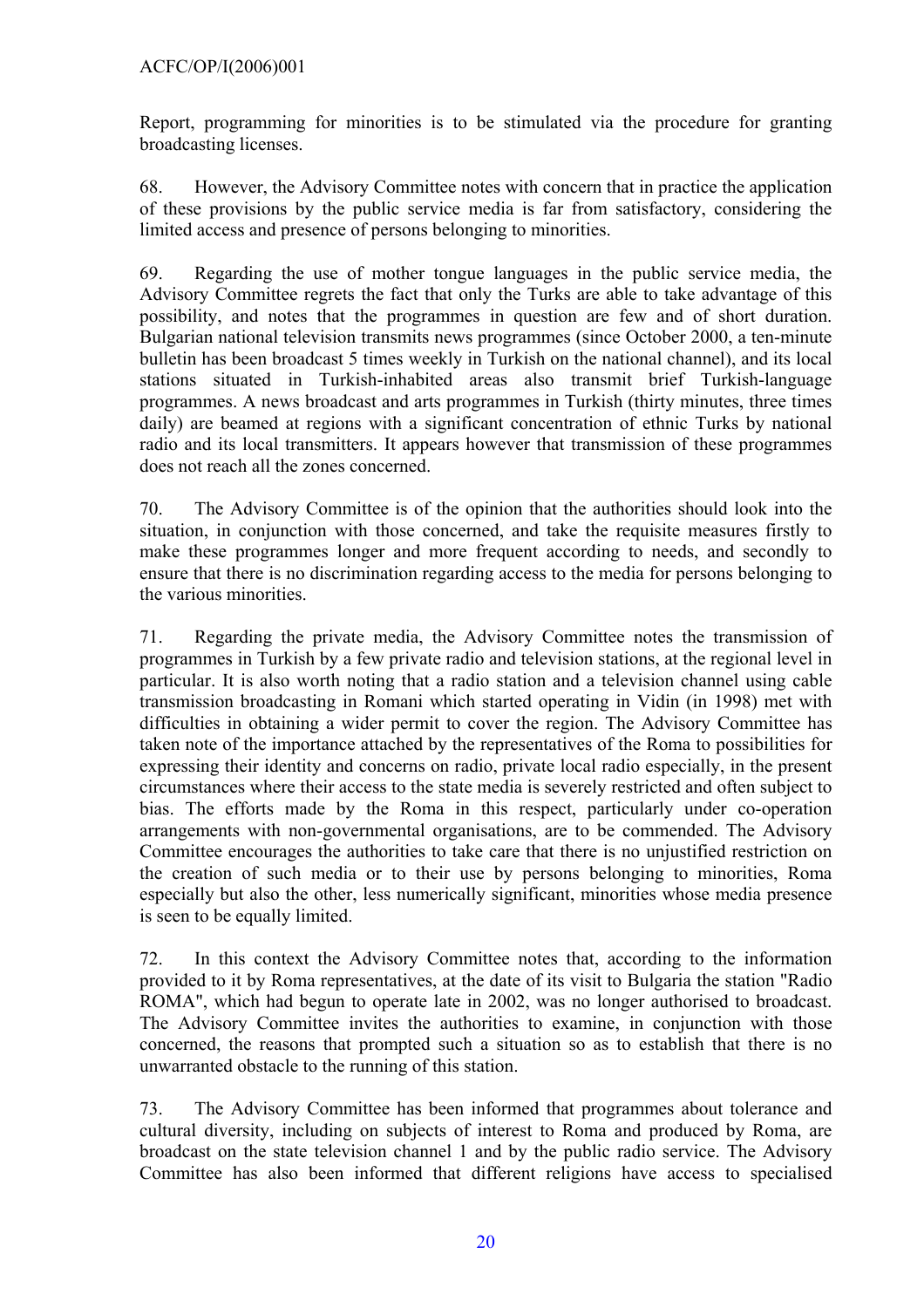Report, programming for minorities is to be stimulated via the procedure for granting broadcasting licenses.

68. However, the Advisory Committee notes with concern that in practice the application of these provisions by the public service media is far from satisfactory, considering the limited access and presence of persons belonging to minorities.

69. Regarding the use of mother tongue languages in the public service media, the Advisory Committee regrets the fact that only the Turks are able to take advantage of this possibility, and notes that the programmes in question are few and of short duration. Bulgarian national television transmits news programmes (since October 2000, a ten-minute bulletin has been broadcast 5 times weekly in Turkish on the national channel), and its local stations situated in Turkish-inhabited areas also transmit brief Turkish-language programmes. A news broadcast and arts programmes in Turkish (thirty minutes, three times daily) are beamed at regions with a significant concentration of ethnic Turks by national radio and its local transmitters. It appears however that transmission of these programmes does not reach all the zones concerned.

70. The Advisory Committee is of the opinion that the authorities should look into the situation, in conjunction with those concerned, and take the requisite measures firstly to make these programmes longer and more frequent according to needs, and secondly to ensure that there is no discrimination regarding access to the media for persons belonging to the various minorities.

71. Regarding the private media, the Advisory Committee notes the transmission of programmes in Turkish by a few private radio and television stations, at the regional level in particular. It is also worth noting that a radio station and a television channel using cable transmission broadcasting in Romani which started operating in Vidin (in 1998) met with difficulties in obtaining a wider permit to cover the region. The Advisory Committee has taken note of the importance attached by the representatives of the Roma to possibilities for expressing their identity and concerns on radio, private local radio especially, in the present circumstances where their access to the state media is severely restricted and often subject to bias. The efforts made by the Roma in this respect, particularly under co-operation arrangements with non-governmental organisations, are to be commended. The Advisory Committee encourages the authorities to take care that there is no unjustified restriction on the creation of such media or to their use by persons belonging to minorities, Roma especially but also the other, less numerically significant, minorities whose media presence is seen to be equally limited.

72. In this context the Advisory Committee notes that, according to the information provided to it by Roma representatives, at the date of its visit to Bulgaria the station "Radio ROMA", which had begun to operate late in 2002, was no longer authorised to broadcast. The Advisory Committee invites the authorities to examine, in conjunction with those concerned, the reasons that prompted such a situation so as to establish that there is no unwarranted obstacle to the running of this station.

73. The Advisory Committee has been informed that programmes about tolerance and cultural diversity, including on subjects of interest to Roma and produced by Roma, are broadcast on the state television channel 1 and by the public radio service. The Advisory Committee has also been informed that different religions have access to specialised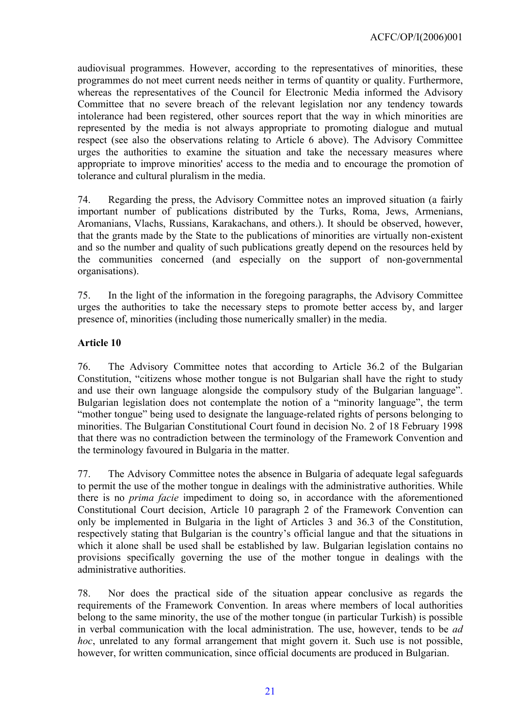audiovisual programmes. However, according to the representatives of minorities, these programmes do not meet current needs neither in terms of quantity or quality. Furthermore, whereas the representatives of the Council for Electronic Media informed the Advisory Committee that no severe breach of the relevant legislation nor any tendency towards intolerance had been registered, other sources report that the way in which minorities are represented by the media is not always appropriate to promoting dialogue and mutual respect (see also the observations relating to Article 6 above). The Advisory Committee urges the authorities to examine the situation and take the necessary measures where appropriate to improve minorities' access to the media and to encourage the promotion of tolerance and cultural pluralism in the media.

74. Regarding the press, the Advisory Committee notes an improved situation (a fairly important number of publications distributed by the Turks, Roma, Jews, Armenians, Aromanians, Vlachs, Russians, Karakachans, and others.). It should be observed, however, that the grants made by the State to the publications of minorities are virtually non-existent and so the number and quality of such publications greatly depend on the resources held by the communities concerned (and especially on the support of non-governmental organisations).

75. In the light of the information in the foregoing paragraphs, the Advisory Committee urges the authorities to take the necessary steps to promote better access by, and larger presence of, minorities (including those numerically smaller) in the media.

**Article 10**

76. The Advisory Committee notes that according to Article 36.2 of the Bulgarian Constitution, "citizens whose mother tongue is not Bulgarian shall have the right to study and use their own language alongside the compulsory study of the Bulgarian language". Bulgarian legislation does not contemplate the notion of a "minority language", the term "mother tongue" being used to designate the language-related rights of persons belonging to minorities. The Bulgarian Constitutional Court found in decision No. 2 of 18 February 1998 that there was no contradiction between the terminology of the Framework Convention and the terminology favoured in Bulgaria in the matter.

77. The Advisory Committee notes the absence in Bulgaria of adequate legal safeguards to permit the use of the mother tongue in dealings with the administrative authorities. While there is no *prima facie* impediment to doing so, in accordance with the aforementioned Constitutional Court decision, Article 10 paragraph 2 of the Framework Convention can only be implemented in Bulgaria in the light of Articles 3 and 36.3 of the Constitution, respectively stating that Bulgarian is the country's official langue and that the situations in which it alone shall be used shall be established by law. Bulgarian legislation contains no provisions specifically governing the use of the mother tongue in dealings with the administrative authorities.

78. Nor does the practical side of the situation appear conclusive as regards the requirements of the Framework Convention. In areas where members of local authorities belong to the same minority, the use of the mother tongue (in particular Turkish) is possible in verbal communication with the local administration. The use, however, tends to be *ad hoc*, unrelated to any formal arrangement that might govern it. Such use is not possible, however, for written communication, since official documents are produced in Bulgarian.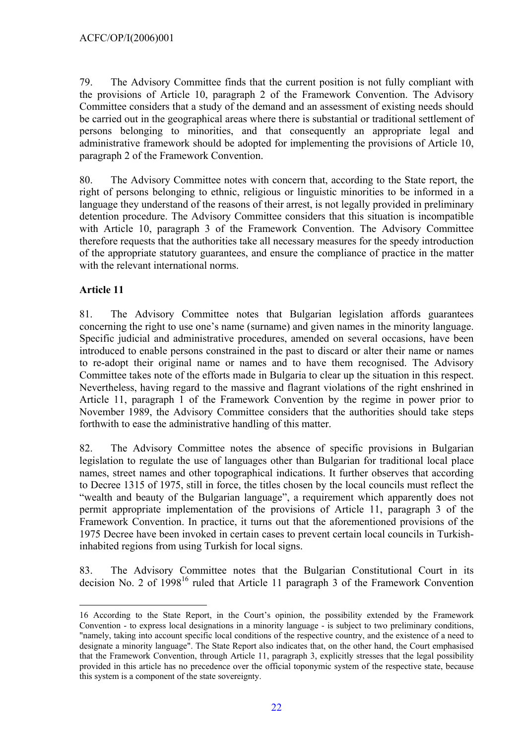79. The Advisory Committee finds that the current position is not fully compliant with the provisions of Article 10, paragraph 2 of the Framework Convention. The Advisory Committee considers that a study of the demand and an assessment of existing needs should be carried out in the geographical areas where there is substantial or traditional settlement of persons belonging to minorities, and that consequently an appropriate legal and administrative framework should be adopted for implementing the provisions of Article 10, paragraph 2 of the Framework Convention.

80. The Advisory Committee notes with concern that, according to the State report, the right of persons belonging to ethnic, religious or linguistic minorities to be informed in a language they understand of the reasons of their arrest, is not legally provided in preliminary detention procedure. The Advisory Committee considers that this situation is incompatible with Article 10, paragraph 3 of the Framework Convention. The Advisory Committee therefore requests that the authorities take all necessary measures for the speedy introduction of the appropriate statutory guarantees, and ensure the compliance of practice in the matter with the relevant international norms.

**Article 11**

81. The Advisory Committee notes that Bulgarian legislation affords guarantees concerning the right to use one's name (surname) and given names in the minority language. Specific judicial and administrative procedures, amended on several occasions, have been introduced to enable persons constrained in the past to discard or alter their name or names to re-adopt their original name or names and to have them recognised. The Advisory Committee takes note of the efforts made in Bulgaria to clear up the situation in this respect. Nevertheless, having regard to the massive and flagrant violations of the right enshrined in Article 11, paragraph 1 of the Framework Convention by the regime in power prior to November 1989, the Advisory Committee considers that the authorities should take steps forthwith to ease the administrative handling of this matter.

82. The Advisory Committee notes the absence of specific provisions in Bulgarian legislation to regulate the use of languages other than Bulgarian for traditional local place names, street names and other topographical indications. It further observes that according to Decree 1315 of 1975, still in force, the titles chosen by the local councils must reflect the "wealth and beauty of the Bulgarian language", a requirement which apparently does not permit appropriate implementation of the provisions of Article 11, paragraph 3 of the Framework Convention. In practice, it turns out that the aforementioned provisions of the 1975 Decree have been invoked in certain cases to prevent certain local councils in Turkish-inhabited regions from using Turkish for local signs.

83. The Advisory Committee notes that the Bulgarian Constitutional Court in its decision No. 2 of 1998[16] ruled that Article 11 paragraph 3 of the Framework Convention

---

16 According to the State Report, in the Court's opinion, the possibility extended by the Framework Convention - to express local designations in a minority language - is subject to two preliminary conditions, "namely, taking into account specific local conditions of the respective country, and the existence of a need to designate a minority language". The State Report also indicates that, on the other hand, the Court emphasised that the Framework Convention, through Article 11, paragraph 3, explicitly stresses that the legal possibility provided in this article has no precedence over the official toponymic system of the respective state, because this system is a component of the state sovereignty.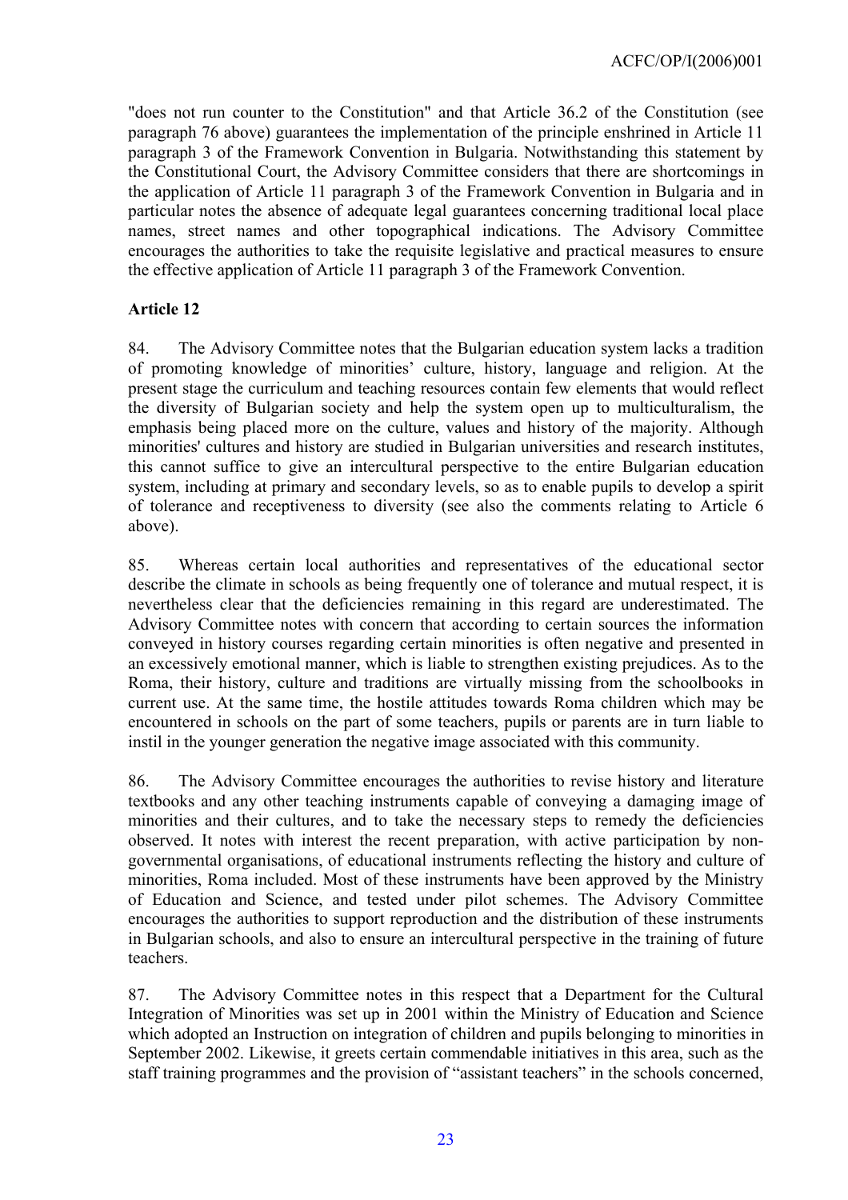"does not run counter to the Constitution" and that Article 36.2 of the Constitution (see paragraph 76 above) guarantees the implementation of the principle enshrined in Article 11 paragraph 3 of the Framework Convention in Bulgaria. Notwithstanding this statement by the Constitutional Court, the Advisory Committee considers that there are shortcomings in the application of Article 11 paragraph 3 of the Framework Convention in Bulgaria and in particular notes the absence of adequate legal guarantees concerning traditional local place names, street names and other topographical indications. The Advisory Committee encourages the authorities to take the requisite legislative and practical measures to ensure the effective application of Article 11 paragraph 3 of the Framework Convention.

**Article 12**

84. The Advisory Committee notes that the Bulgarian education system lacks a tradition of promoting knowledge of minorities' culture, history, language and religion. At the present stage the curriculum and teaching resources contain few elements that would reflect the diversity of Bulgarian society and help the system open up to multiculturalism, the emphasis being placed more on the culture, values and history of the majority. Although minorities' cultures and history are studied in Bulgarian universities and research institutes, this cannot suffice to give an intercultural perspective to the entire Bulgarian education system, including at primary and secondary levels, so as to enable pupils to develop a spirit of tolerance and receptiveness to diversity (see also the comments relating to Article 6 above).

85. Whereas certain local authorities and representatives of the educational sector describe the climate in schools as being frequently one of tolerance and mutual respect, it is nevertheless clear that the deficiencies remaining in this regard are underestimated. The Advisory Committee notes with concern that according to certain sources the information conveyed in history courses regarding certain minorities is often negative and presented in an excessively emotional manner, which is liable to strengthen existing prejudices. As to the Roma, their history, culture and traditions are virtually missing from the schoolbooks in current use. At the same time, the hostile attitudes towards Roma children which may be encountered in schools on the part of some teachers, pupils or parents are in turn liable to instil in the younger generation the negative image associated with this community.

86. The Advisory Committee encourages the authorities to revise history and literature textbooks and any other teaching instruments capable of conveying a damaging image of minorities and their cultures, and to take the necessary steps to remedy the deficiencies observed. It notes with interest the recent preparation, with active participation by non-governmental organisations, of educational instruments reflecting the history and culture of minorities, Roma included. Most of these instruments have been approved by the Ministry of Education and Science, and tested under pilot schemes. The Advisory Committee encourages the authorities to support reproduction and the distribution of these instruments in Bulgarian schools, and also to ensure an intercultural perspective in the training of future teachers.

87. The Advisory Committee notes in this respect that a Department for the Cultural Integration of Minorities was set up in 2001 within the Ministry of Education and Science which adopted an Instruction on integration of children and pupils belonging to minorities in September 2002. Likewise, it greets certain commendable initiatives in this area, such as the staff training programmes and the provision of "assistant teachers" in the schools concerned,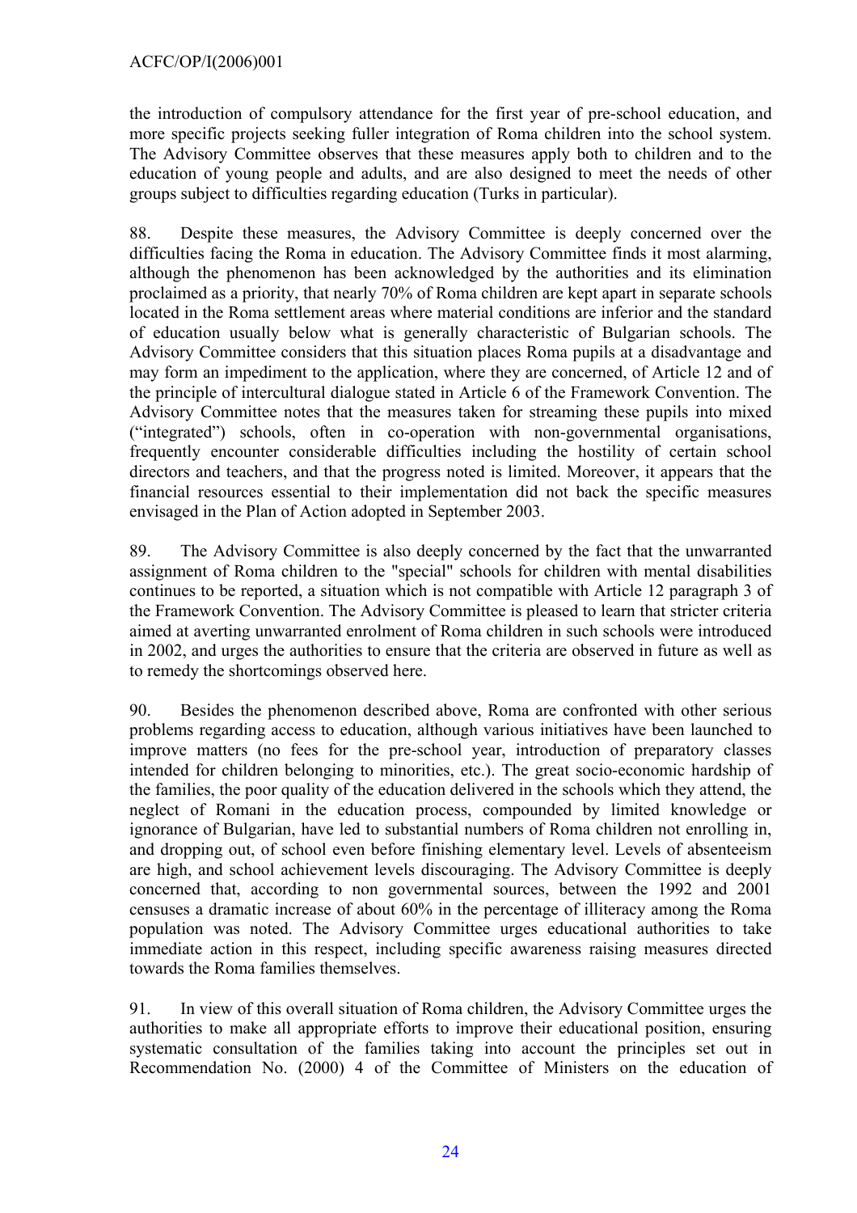the introduction of compulsory attendance for the first year of pre-school education, and more specific projects seeking fuller integration of Roma children into the school system. The Advisory Committee observes that these measures apply both to children and to the education of young people and adults, and are also designed to meet the needs of other groups subject to difficulties regarding education (Turks in particular).

88. Despite these measures, the Advisory Committee is deeply concerned over the difficulties facing the Roma in education. The Advisory Committee finds it most alarming, although the phenomenon has been acknowledged by the authorities and its elimination proclaimed as a priority, that nearly 70% of Roma children are kept apart in separate schools located in the Roma settlement areas where material conditions are inferior and the standard of education usually below what is generally characteristic of Bulgarian schools. The Advisory Committee considers that this situation places Roma pupils at a disadvantage and may form an impediment to the application, where they are concerned, of Article 12 and of the principle of intercultural dialogue stated in Article 6 of the Framework Convention. The Advisory Committee notes that the measures taken for streaming these pupils into mixed ("integrated") schools, often in co-operation with non-governmental organisations, frequently encounter considerable difficulties including the hostility of certain school directors and teachers, and that the progress noted is limited. Moreover, it appears that the financial resources essential to their implementation did not back the specific measures envisaged in the Plan of Action adopted in September 2003.

89. The Advisory Committee is also deeply concerned by the fact that the unwarranted assignment of Roma children to the "special" schools for children with mental disabilities continues to be reported, a situation which is not compatible with Article 12 paragraph 3 of the Framework Convention. The Advisory Committee is pleased to learn that stricter criteria aimed at averting unwarranted enrolment of Roma children in such schools were introduced in 2002, and urges the authorities to ensure that the criteria are observed in future as well as to remedy the shortcomings observed here.

90. Besides the phenomenon described above, Roma are confronted with other serious problems regarding access to education, although various initiatives have been launched to improve matters (no fees for the pre-school year, introduction of preparatory classes intended for children belonging to minorities, etc.). The great socio-economic hardship of the families, the poor quality of the education delivered in the schools which they attend, the neglect of Romani in the education process, compounded by limited knowledge or ignorance of Bulgarian, have led to substantial numbers of Roma children not enrolling in, and dropping out, of school even before finishing elementary level. Levels of absenteeism are high, and school achievement levels discouraging. The Advisory Committee is deeply concerned that, according to non governmental sources, between the 1992 and 2001 censuses a dramatic increase of about 60% in the percentage of illiteracy among the Roma population was noted. The Advisory Committee urges educational authorities to take immediate action in this respect, including specific awareness raising measures directed towards the Roma families themselves.

91. In view of this overall situation of Roma children, the Advisory Committee urges the authorities to make all appropriate efforts to improve their educational position, ensuring systematic consultation of the families taking into account the principles set out in Recommendation No. (2000) 4 of the Committee of Ministers on the education of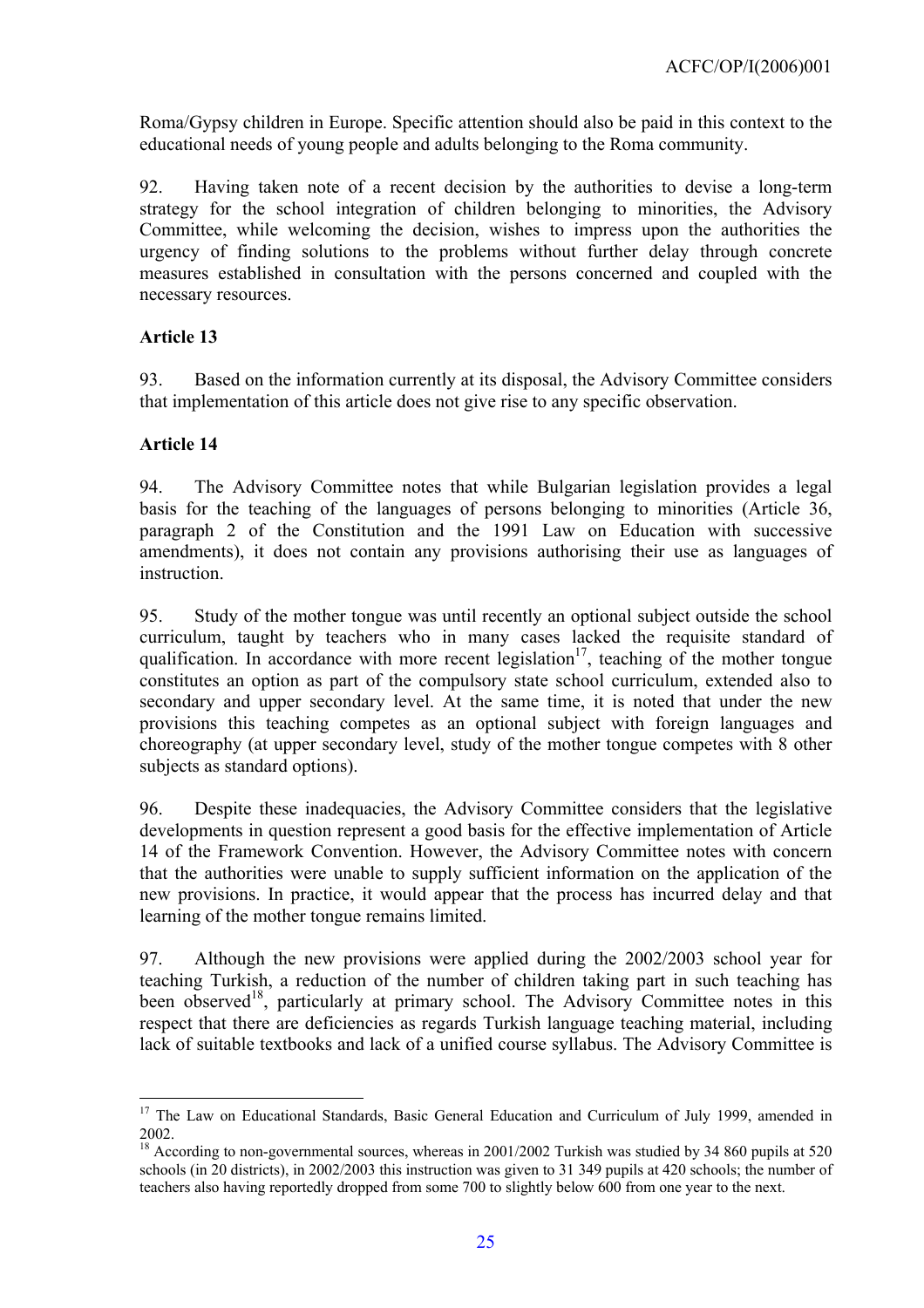Roma/Gypsy children in Europe. Specific attention should also be paid in this context to the educational needs of young people and adults belonging to the Roma community.

92. Having taken note of a recent decision by the authorities to devise a long-term strategy for the school integration of children belonging to minorities, the Advisory Committee, while welcoming the decision, wishes to impress upon the authorities the urgency of finding solutions to the problems without further delay through concrete measures established in consultation with the persons concerned and coupled with the necessary resources.

**Article 13**

93. Based on the information currently at its disposal, the Advisory Committee considers that implementation of this article does not give rise to any specific observation.

**Article 14**

94. The Advisory Committee notes that while Bulgarian legislation provides a legal basis for the teaching of the languages of persons belonging to minorities (Article 36, paragraph 2 of the Constitution and the 1991 Law on Education with successive amendments), it does not contain any provisions authorising their use as languages of instruction.

95. Study of the mother tongue was until recently an optional subject outside the school curriculum, taught by teachers who in many cases lacked the requisite standard of qualification. In accordance with more recent legislation[17], teaching of the mother tongue constitutes an option as part of the compulsory state school curriculum, extended also to secondary and upper secondary level. At the same time, it is noted that under the new provisions this teaching competes as an optional subject with foreign languages and choreography (at upper secondary level, study of the mother tongue competes with 8 other subjects as standard options).

96. Despite these inadequacies, the Advisory Committee considers that the legislative developments in question represent a good basis for the effective implementation of Article 14 of the Framework Convention. However, the Advisory Committee notes with concern that the authorities were unable to supply sufficient information on the application of the new provisions. In practice, it would appear that the process has incurred delay and that learning of the mother tongue remains limited.

97. Although the new provisions were applied during the 2002/2003 school year for teaching Turkish, a reduction of the number of children taking part in such teaching has been observed[18], particularly at primary school. The Advisory Committee notes in this respect that there are deficiencies as regards Turkish language teaching material, including lack of suitable textbooks and lack of a unified course syllabus. The Advisory Committee is

---

[17] The Law on Educational Standards, Basic General Education and Curriculum of July 1999, amended in 2002.

[18] According to non-governmental sources, whereas in 2001/2002 Turkish was studied by 34 860 pupils at 520 schools (in 20 districts), in 2002/2003 this instruction was given to 31 349 pupils at 420 schools; the number of teachers also having reportedly dropped from some 700 to slightly below 600 from one year to the next.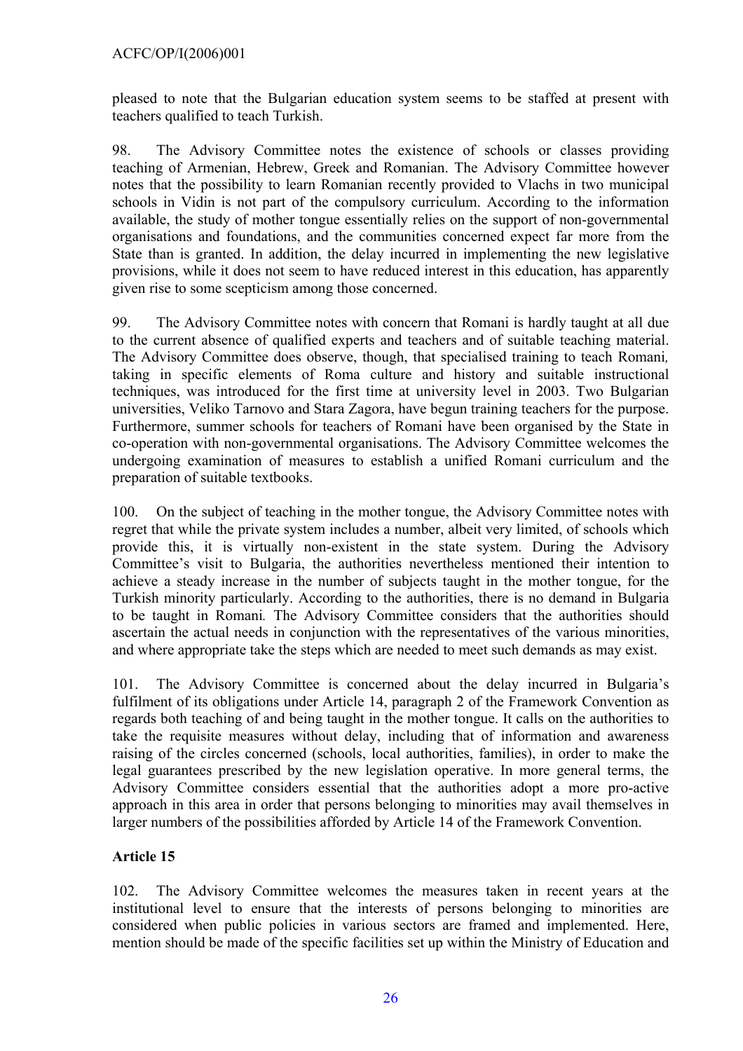pleased to note that the Bulgarian education system seems to be staffed at present with teachers qualified to teach Turkish.

98. The Advisory Committee notes the existence of schools or classes providing teaching of Armenian, Hebrew, Greek and Romanian. The Advisory Committee however notes that the possibility to learn Romanian recently provided to Vlachs in two municipal schools in Vidin is not part of the compulsory curriculum. According to the information available, the study of mother tongue essentially relies on the support of non-governmental organisations and foundations, and the communities concerned expect far more from the State than is granted. In addition, the delay incurred in implementing the new legislative provisions, while it does not seem to have reduced interest in this education, has apparently given rise to some scepticism among those concerned.

99. The Advisory Committee notes with concern that Romani is hardly taught at all due to the current absence of qualified experts and teachers and of suitable teaching material. The Advisory Committee does observe, though, that specialised training to teach Romani*,* taking in specific elements of Roma culture and history and suitable instructional techniques, was introduced for the first time at university level in 2003. Two Bulgarian universities, Veliko Tarnovo and Stara Zagora, have begun training teachers for the purpose. Furthermore, summer schools for teachers of Romani have been organised by the State in co-operation with non-governmental organisations. The Advisory Committee welcomes the undergoing examination of measures to establish a unified Romani curriculum and the preparation of suitable textbooks.

100. On the subject of teaching in the mother tongue, the Advisory Committee notes with regret that while the private system includes a number, albeit very limited, of schools which provide this, it is virtually non-existent in the state system. During the Advisory Committee's visit to Bulgaria, the authorities nevertheless mentioned their intention to achieve a steady increase in the number of subjects taught in the mother tongue, for the Turkish minority particularly. According to the authorities, there is no demand in Bulgaria to be taught in Romani*.* The Advisory Committee considers that the authorities should ascertain the actual needs in conjunction with the representatives of the various minorities, and where appropriate take the steps which are needed to meet such demands as may exist.

101. The Advisory Committee is concerned about the delay incurred in Bulgaria's fulfilment of its obligations under Article 14, paragraph 2 of the Framework Convention as regards both teaching of and being taught in the mother tongue. It calls on the authorities to take the requisite measures without delay, including that of information and awareness raising of the circles concerned (schools, local authorities, families), in order to make the legal guarantees prescribed by the new legislation operative. In more general terms, the Advisory Committee considers essential that the authorities adopt a more pro-active approach in this area in order that persons belonging to minorities may avail themselves in larger numbers of the possibilities afforded by Article 14 of the Framework Convention.

**Article 15**

102. The Advisory Committee welcomes the measures taken in recent years at the institutional level to ensure that the interests of persons belonging to minorities are considered when public policies in various sectors are framed and implemented. Here, mention should be made of the specific facilities set up within the Ministry of Education and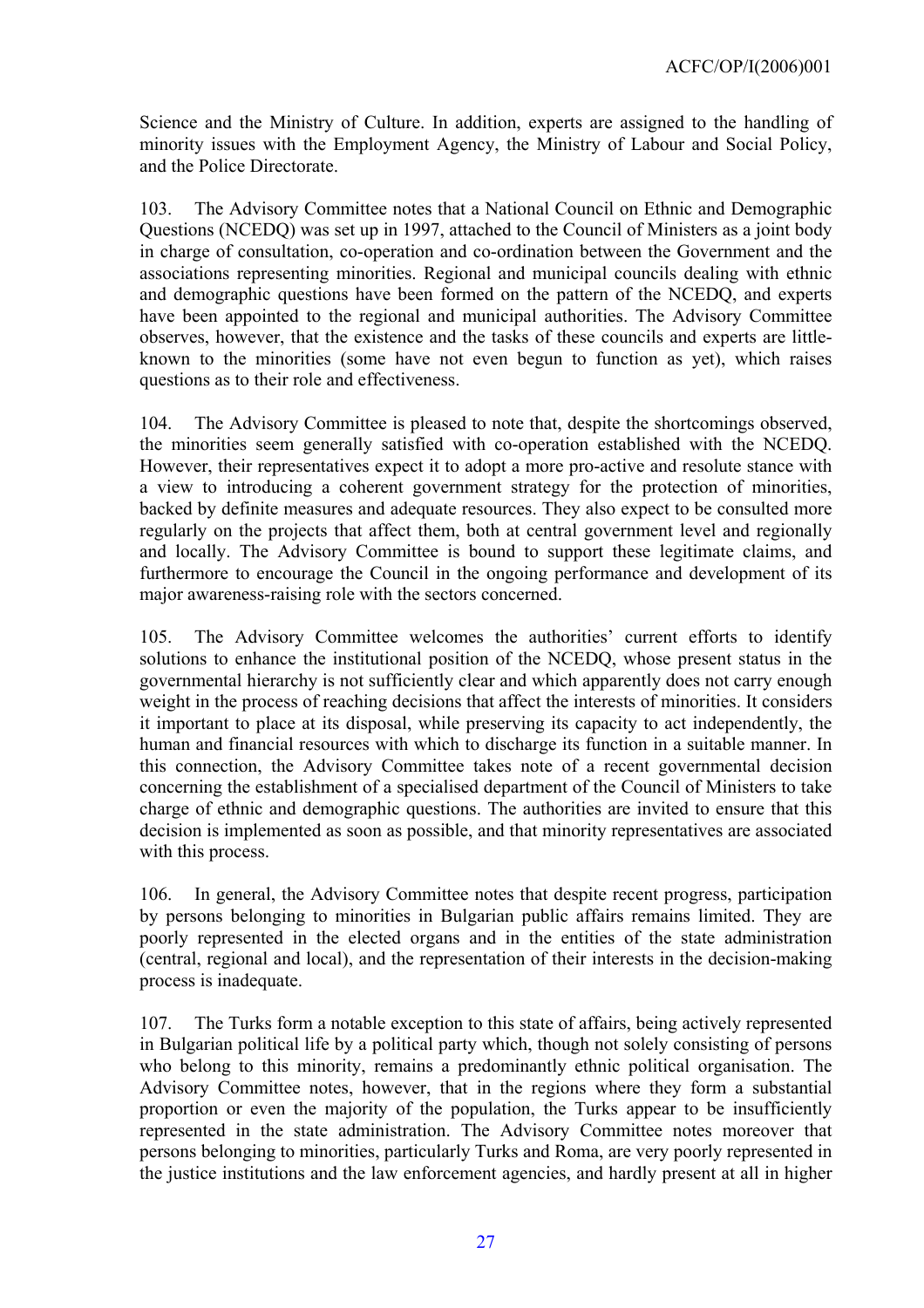Science and the Ministry of Culture. In addition, experts are assigned to the handling of minority issues with the Employment Agency, the Ministry of Labour and Social Policy, and the Police Directorate.

103. The Advisory Committee notes that a National Council on Ethnic and Demographic Questions (NCEDQ) was set up in 1997, attached to the Council of Ministers as a joint body in charge of consultation, co-operation and co-ordination between the Government and the associations representing minorities. Regional and municipal councils dealing with ethnic and demographic questions have been formed on the pattern of the NCEDQ, and experts have been appointed to the regional and municipal authorities. The Advisory Committee observes, however, that the existence and the tasks of these councils and experts are little-known to the minorities (some have not even begun to function as yet), which raises questions as to their role and effectiveness.

104. The Advisory Committee is pleased to note that, despite the shortcomings observed, the minorities seem generally satisfied with co-operation established with the NCEDQ. However, their representatives expect it to adopt a more pro-active and resolute stance with a view to introducing a coherent government strategy for the protection of minorities, backed by definite measures and adequate resources. They also expect to be consulted more regularly on the projects that affect them, both at central government level and regionally and locally. The Advisory Committee is bound to support these legitimate claims, and furthermore to encourage the Council in the ongoing performance and development of its major awareness-raising role with the sectors concerned.

105. The Advisory Committee welcomes the authorities' current efforts to identify solutions to enhance the institutional position of the NCEDQ, whose present status in the governmental hierarchy is not sufficiently clear and which apparently does not carry enough weight in the process of reaching decisions that affect the interests of minorities. It considers it important to place at its disposal, while preserving its capacity to act independently, the human and financial resources with which to discharge its function in a suitable manner. In this connection, the Advisory Committee takes note of a recent governmental decision concerning the establishment of a specialised department of the Council of Ministers to take charge of ethnic and demographic questions. The authorities are invited to ensure that this decision is implemented as soon as possible, and that minority representatives are associated with this process.

106. In general, the Advisory Committee notes that despite recent progress, participation by persons belonging to minorities in Bulgarian public affairs remains limited. They are poorly represented in the elected organs and in the entities of the state administration (central, regional and local), and the representation of their interests in the decision-making process is inadequate.

107. The Turks form a notable exception to this state of affairs, being actively represented in Bulgarian political life by a political party which, though not solely consisting of persons who belong to this minority, remains a predominantly ethnic political organisation. The Advisory Committee notes, however, that in the regions where they form a substantial proportion or even the majority of the population, the Turks appear to be insufficiently represented in the state administration. The Advisory Committee notes moreover that persons belonging to minorities, particularly Turks and Roma, are very poorly represented in the justice institutions and the law enforcement agencies, and hardly present at all in higher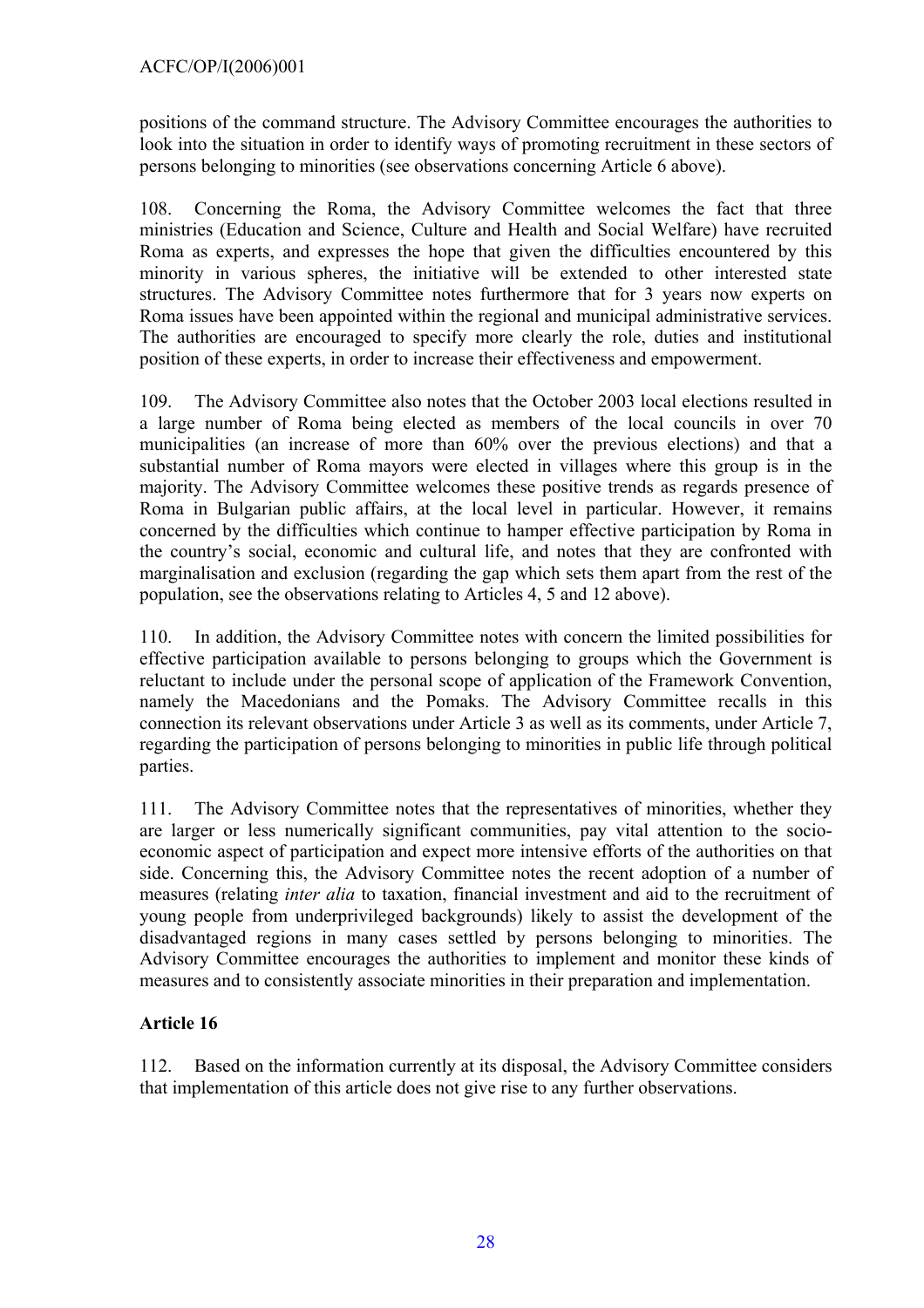positions of the command structure. The Advisory Committee encourages the authorities to look into the situation in order to identify ways of promoting recruitment in these sectors of persons belonging to minorities (see observations concerning Article 6 above).

108. Concerning the Roma, the Advisory Committee welcomes the fact that three ministries (Education and Science, Culture and Health and Social Welfare) have recruited Roma as experts, and expresses the hope that given the difficulties encountered by this minority in various spheres, the initiative will be extended to other interested state structures. The Advisory Committee notes furthermore that for 3 years now experts on Roma issues have been appointed within the regional and municipal administrative services. The authorities are encouraged to specify more clearly the role, duties and institutional position of these experts, in order to increase their effectiveness and empowerment.

109. The Advisory Committee also notes that the October 2003 local elections resulted in a large number of Roma being elected as members of the local councils in over 70 municipalities (an increase of more than 60% over the previous elections) and that a substantial number of Roma mayors were elected in villages where this group is in the majority. The Advisory Committee welcomes these positive trends as regards presence of Roma in Bulgarian public affairs, at the local level in particular. However, it remains concerned by the difficulties which continue to hamper effective participation by Roma in the country's social, economic and cultural life, and notes that they are confronted with marginalisation and exclusion (regarding the gap which sets them apart from the rest of the population, see the observations relating to Articles 4, 5 and 12 above).

110. In addition, the Advisory Committee notes with concern the limited possibilities for effective participation available to persons belonging to groups which the Government is reluctant to include under the personal scope of application of the Framework Convention, namely the Macedonians and the Pomaks. The Advisory Committee recalls in this connection its relevant observations under Article 3 as well as its comments, under Article 7, regarding the participation of persons belonging to minorities in public life through political parties.

111. The Advisory Committee notes that the representatives of minorities, whether they are larger or less numerically significant communities, pay vital attention to the socio-economic aspect of participation and expect more intensive efforts of the authorities on that side. Concerning this, the Advisory Committee notes the recent adoption of a number of measures (relating *inter alia* to taxation, financial investment and aid to the recruitment of young people from underprivileged backgrounds) likely to assist the development of the disadvantaged regions in many cases settled by persons belonging to minorities. The Advisory Committee encourages the authorities to implement and monitor these kinds of measures and to consistently associate minorities in their preparation and implementation.

### Article 16

112. Based on the information currently at its disposal, the Advisory Committee considers that implementation of this article does not give rise to any further observations.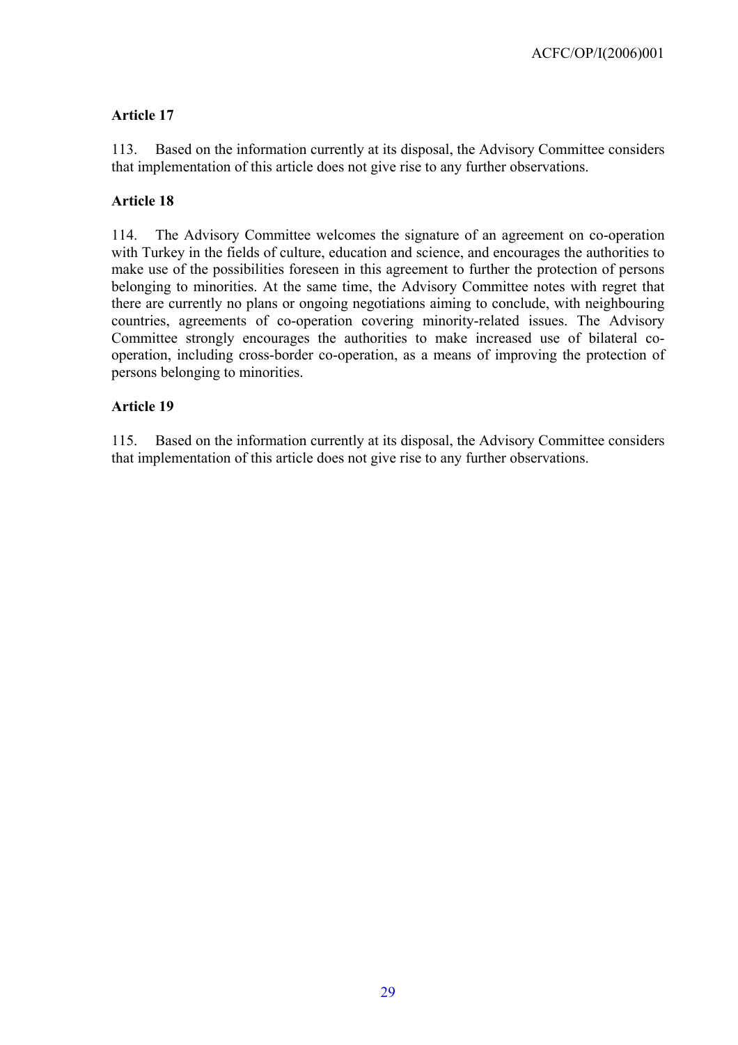### Article 17

113. Based on the information currently at its disposal, the Advisory Committee considers that implementation of this article does not give rise to any further observations.

### Article 18

114. The Advisory Committee welcomes the signature of an agreement on co-operation with Turkey in the fields of culture, education and science, and encourages the authorities to make use of the possibilities foreseen in this agreement to further the protection of persons belonging to minorities. At the same time, the Advisory Committee notes with regret that there are currently no plans or ongoing negotiations aiming to conclude, with neighbouring countries, agreements of co-operation covering minority-related issues. The Advisory Committee strongly encourages the authorities to make increased use of bilateral co-operation, including cross-border co-operation, as a means of improving the protection of persons belonging to minorities.

### Article 19

115. Based on the information currently at its disposal, the Advisory Committee considers that implementation of this article does not give rise to any further observations.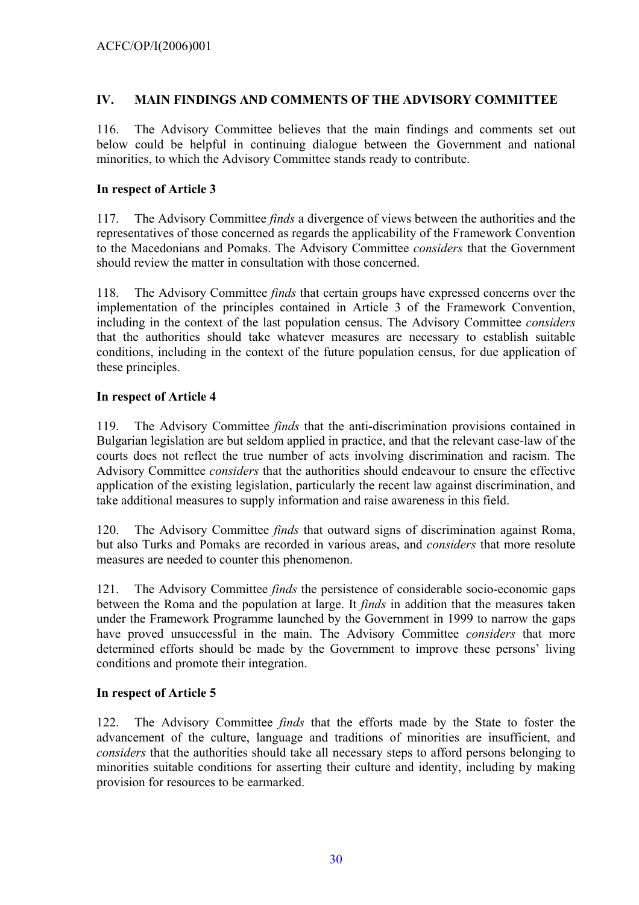## IV. MAIN FINDINGS AND COMMENTS OF THE ADVISORY COMMITTEE

116. The Advisory Committee believes that the main findings and comments set out below could be helpful in continuing dialogue between the Government and national minorities, to which the Advisory Committee stands ready to contribute.

### In respect of Article 3

117. The Advisory Committee *finds* a divergence of views between the authorities and the representatives of those concerned as regards the applicability of the Framework Convention to the Macedonians and Pomaks. The Advisory Committee *considers* that the Government should review the matter in consultation with those concerned.

118. The Advisory Committee *finds* that certain groups have expressed concerns over the implementation of the principles contained in Article 3 of the Framework Convention, including in the context of the last population census. The Advisory Committee *considers* that the authorities should take whatever measures are necessary to establish suitable conditions, including in the context of the future population census, for due application of these principles.

### In respect of Article 4

119. The Advisory Committee *finds* that the anti-discrimination provisions contained in Bulgarian legislation are but seldom applied in practice, and that the relevant case-law of the courts does not reflect the true number of acts involving discrimination and racism. The Advisory Committee *considers* that the authorities should endeavour to ensure the effective application of the existing legislation, particularly the recent law against discrimination, and take additional measures to supply information and raise awareness in this field.

120. The Advisory Committee *finds* that outward signs of discrimination against Roma, but also Turks and Pomaks are recorded in various areas, and *considers* that more resolute measures are needed to counter this phenomenon.

121. The Advisory Committee *finds* the persistence of considerable socio-economic gaps between the Roma and the population at large. It *finds* in addition that the measures taken under the Framework Programme launched by the Government in 1999 to narrow the gaps have proved unsuccessful in the main. The Advisory Committee *considers* that more determined efforts should be made by the Government to improve these persons' living conditions and promote their integration.

### In respect of Article 5

122. The Advisory Committee *finds* that the efforts made by the State to foster the advancement of the culture, language and traditions of minorities are insufficient, and *considers* that the authorities should take all necessary steps to afford persons belonging to minorities suitable conditions for asserting their culture and identity, including by making provision for resources to be earmarked.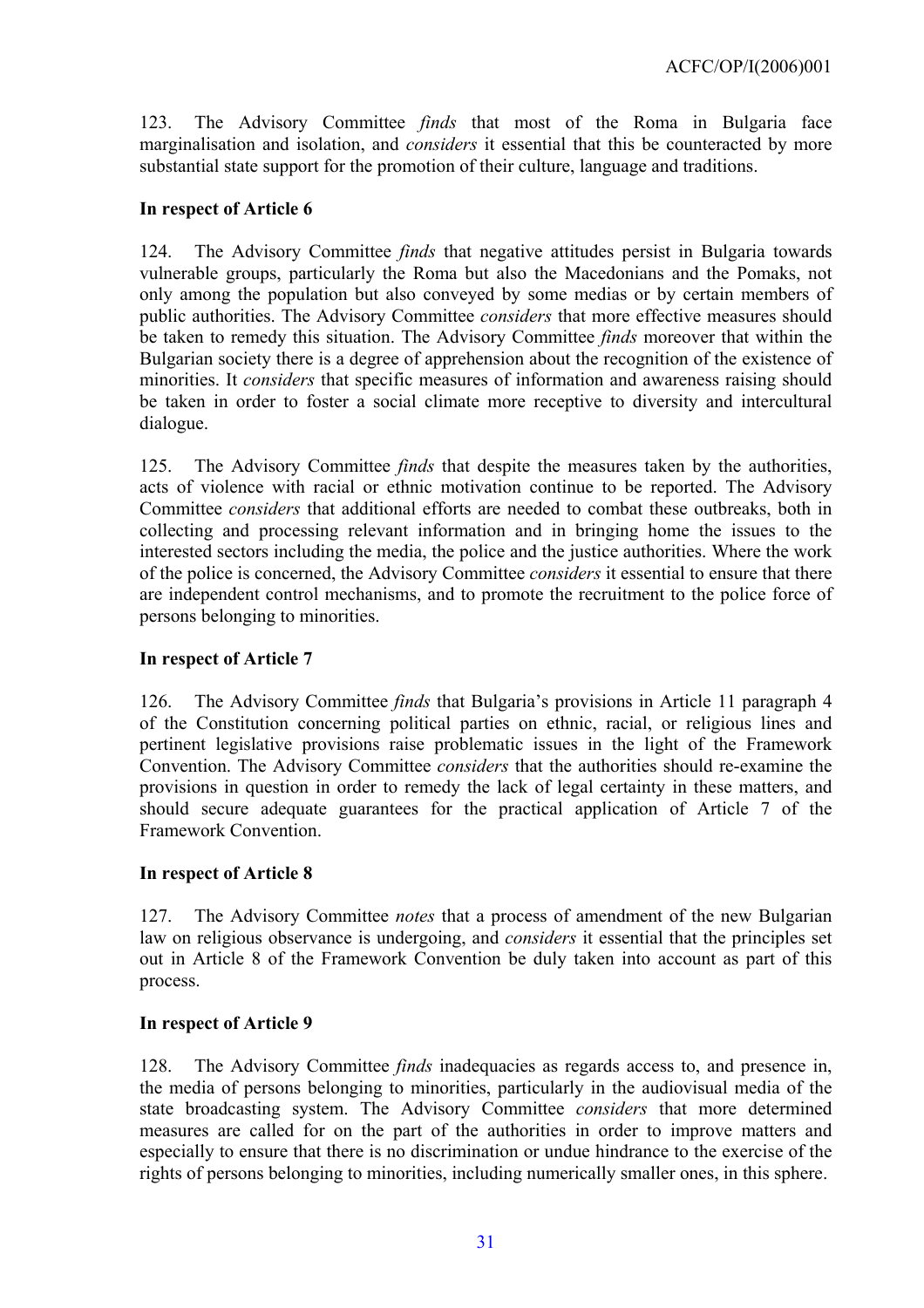123. The Advisory Committee *finds* that most of the Roma in Bulgaria face marginalisation and isolation, and *considers* it essential that this be counteracted by more substantial state support for the promotion of their culture, language and traditions.

**In respect of Article 6**

124. The Advisory Committee *finds* that negative attitudes persist in Bulgaria towards vulnerable groups, particularly the Roma but also the Macedonians and the Pomaks, not only among the population but also conveyed by some medias or by certain members of public authorities. The Advisory Committee *considers* that more effective measures should be taken to remedy this situation. The Advisory Committee *finds* moreover that within the Bulgarian society there is a degree of apprehension about the recognition of the existence of minorities. It *considers* that specific measures of information and awareness raising should be taken in order to foster a social climate more receptive to diversity and intercultural dialogue.

125. The Advisory Committee *finds* that despite the measures taken by the authorities, acts of violence with racial or ethnic motivation continue to be reported. The Advisory Committee *considers* that additional efforts are needed to combat these outbreaks, both in collecting and processing relevant information and in bringing home the issues to the interested sectors including the media, the police and the justice authorities. Where the work of the police is concerned, the Advisory Committee *considers* it essential to ensure that there are independent control mechanisms, and to promote the recruitment to the police force of persons belonging to minorities.

**In respect of Article 7**

126. The Advisory Committee *finds* that Bulgaria's provisions in Article 11 paragraph 4 of the Constitution concerning political parties on ethnic, racial, or religious lines and pertinent legislative provisions raise problematic issues in the light of the Framework Convention. The Advisory Committee *considers* that the authorities should re-examine the provisions in question in order to remedy the lack of legal certainty in these matters, and should secure adequate guarantees for the practical application of Article 7 of the Framework Convention.

**In respect of Article 8**

127. The Advisory Committee *notes* that a process of amendment of the new Bulgarian law on religious observance is undergoing, and *considers* it essential that the principles set out in Article 8 of the Framework Convention be duly taken into account as part of this process.

**In respect of Article 9**

128. The Advisory Committee *finds* inadequacies as regards access to, and presence in, the media of persons belonging to minorities, particularly in the audiovisual media of the state broadcasting system. The Advisory Committee *considers* that more determined measures are called for on the part of the authorities in order to improve matters and especially to ensure that there is no discrimination or undue hindrance to the exercise of the rights of persons belonging to minorities, including numerically smaller ones, in this sphere.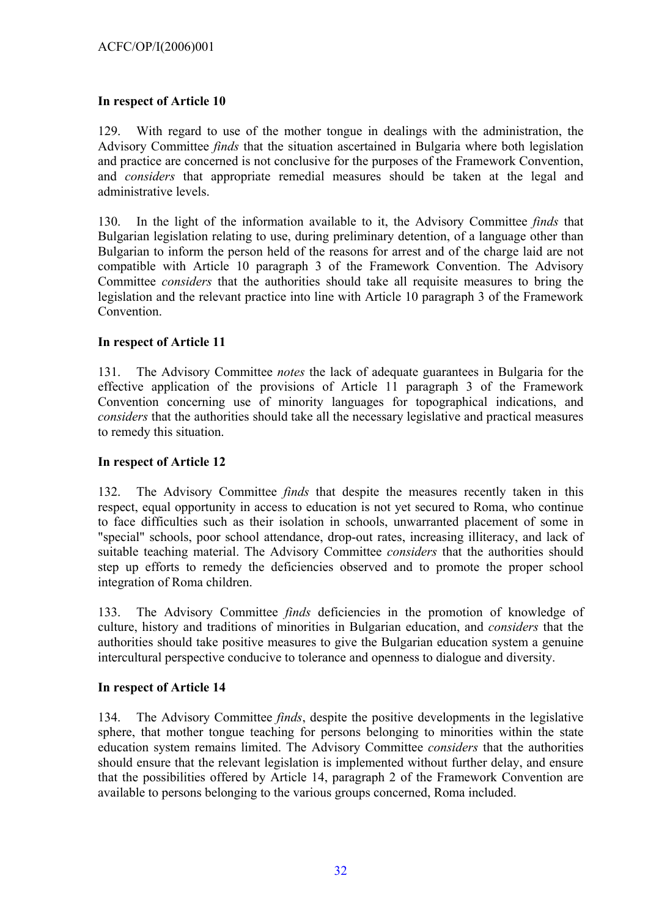**In respect of Article 10**

129. With regard to use of the mother tongue in dealings with the administration, the Advisory Committee *finds* that the situation ascertained in Bulgaria where both legislation and practice are concerned is not conclusive for the purposes of the Framework Convention, and *considers* that appropriate remedial measures should be taken at the legal and administrative levels.

130. In the light of the information available to it, the Advisory Committee *finds* that Bulgarian legislation relating to use, during preliminary detention, of a language other than Bulgarian to inform the person held of the reasons for arrest and of the charge laid are not compatible with Article 10 paragraph 3 of the Framework Convention. The Advisory Committee *considers* that the authorities should take all requisite measures to bring the legislation and the relevant practice into line with Article 10 paragraph 3 of the Framework Convention.

**In respect of Article 11**

131. The Advisory Committee *notes* the lack of adequate guarantees in Bulgaria for the effective application of the provisions of Article 11 paragraph 3 of the Framework Convention concerning use of minority languages for topographical indications, and *considers* that the authorities should take all the necessary legislative and practical measures to remedy this situation.

**In respect of Article 12**

132. The Advisory Committee *finds* that despite the measures recently taken in this respect, equal opportunity in access to education is not yet secured to Roma, who continue to face difficulties such as their isolation in schools, unwarranted placement of some in "special" schools, poor school attendance, drop-out rates, increasing illiteracy, and lack of suitable teaching material. The Advisory Committee *considers* that the authorities should step up efforts to remedy the deficiencies observed and to promote the proper school integration of Roma children.

133. The Advisory Committee *finds* deficiencies in the promotion of knowledge of culture, history and traditions of minorities in Bulgarian education, and *considers* that the authorities should take positive measures to give the Bulgarian education system a genuine intercultural perspective conducive to tolerance and openness to dialogue and diversity.

**In respect of Article 14**

134. The Advisory Committee *finds*, despite the positive developments in the legislative sphere, that mother tongue teaching for persons belonging to minorities within the state education system remains limited. The Advisory Committee *considers* that the authorities should ensure that the relevant legislation is implemented without further delay, and ensure that the possibilities offered by Article 14, paragraph 2 of the Framework Convention are available to persons belonging to the various groups concerned, Roma included.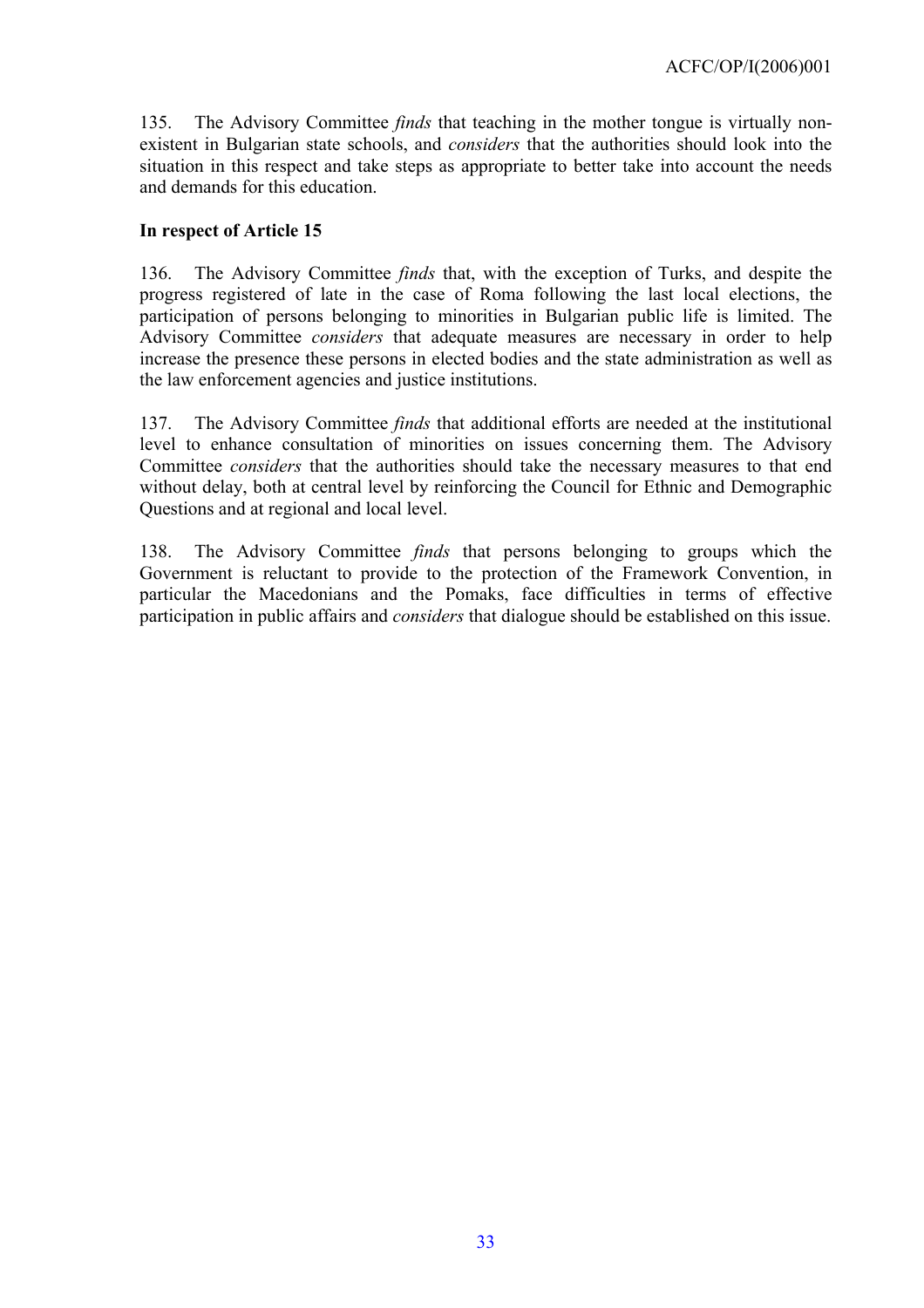135. The Advisory Committee *finds* that teaching in the mother tongue is virtually non-existent in Bulgarian state schools, and *considers* that the authorities should look into the situation in this respect and take steps as appropriate to better take into account the needs and demands for this education.

**In respect of Article 15**

136. The Advisory Committee *finds* that, with the exception of Turks, and despite the progress registered of late in the case of Roma following the last local elections, the participation of persons belonging to minorities in Bulgarian public life is limited. The Advisory Committee *considers* that adequate measures are necessary in order to help increase the presence these persons in elected bodies and the state administration as well as the law enforcement agencies and justice institutions.

137. The Advisory Committee *finds* that additional efforts are needed at the institutional level to enhance consultation of minorities on issues concerning them. The Advisory Committee *considers* that the authorities should take the necessary measures to that end without delay, both at central level by reinforcing the Council for Ethnic and Demographic Questions and at regional and local level.

138. The Advisory Committee *finds* that persons belonging to groups which the Government is reluctant to provide to the protection of the Framework Convention, in particular the Macedonians and the Pomaks, face difficulties in terms of effective participation in public affairs and *considers* that dialogue should be established on this issue.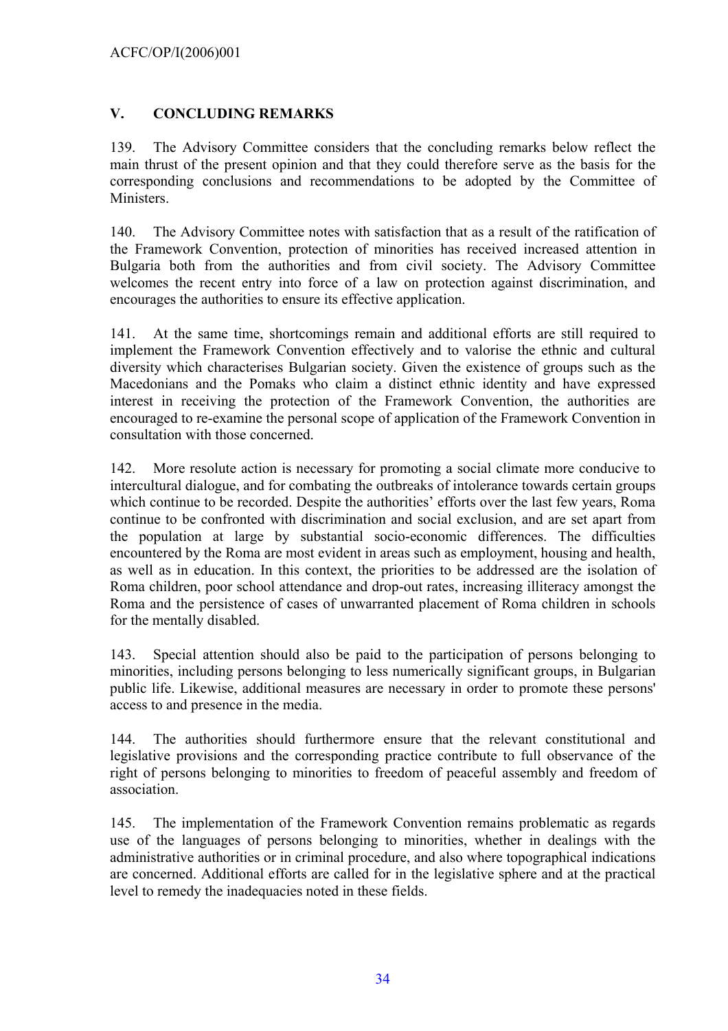## V. CONCLUDING REMARKS

139. The Advisory Committee considers that the concluding remarks below reflect the main thrust of the present opinion and that they could therefore serve as the basis for the corresponding conclusions and recommendations to be adopted by the Committee of Ministers.

140. The Advisory Committee notes with satisfaction that as a result of the ratification of the Framework Convention, protection of minorities has received increased attention in Bulgaria both from the authorities and from civil society. The Advisory Committee welcomes the recent entry into force of a law on protection against discrimination, and encourages the authorities to ensure its effective application.

141. At the same time, shortcomings remain and additional efforts are still required to implement the Framework Convention effectively and to valorise the ethnic and cultural diversity which characterises Bulgarian society. Given the existence of groups such as the Macedonians and the Pomaks who claim a distinct ethnic identity and have expressed interest in receiving the protection of the Framework Convention, the authorities are encouraged to re-examine the personal scope of application of the Framework Convention in consultation with those concerned.

142. More resolute action is necessary for promoting a social climate more conducive to intercultural dialogue, and for combating the outbreaks of intolerance towards certain groups which continue to be recorded. Despite the authorities' efforts over the last few years, Roma continue to be confronted with discrimination and social exclusion, and are set apart from the population at large by substantial socio-economic differences. The difficulties encountered by the Roma are most evident in areas such as employment, housing and health, as well as in education. In this context, the priorities to be addressed are the isolation of Roma children, poor school attendance and drop-out rates, increasing illiteracy amongst the Roma and the persistence of cases of unwarranted placement of Roma children in schools for the mentally disabled.

143. Special attention should also be paid to the participation of persons belonging to minorities, including persons belonging to less numerically significant groups, in Bulgarian public life. Likewise, additional measures are necessary in order to promote these persons' access to and presence in the media.

144. The authorities should furthermore ensure that the relevant constitutional and legislative provisions and the corresponding practice contribute to full observance of the right of persons belonging to minorities to freedom of peaceful assembly and freedom of association.

145. The implementation of the Framework Convention remains problematic as regards use of the languages of persons belonging to minorities, whether in dealings with the administrative authorities or in criminal procedure, and also where topographical indications are concerned. Additional efforts are called for in the legislative sphere and at the practical level to remedy the inadequacies noted in these fields.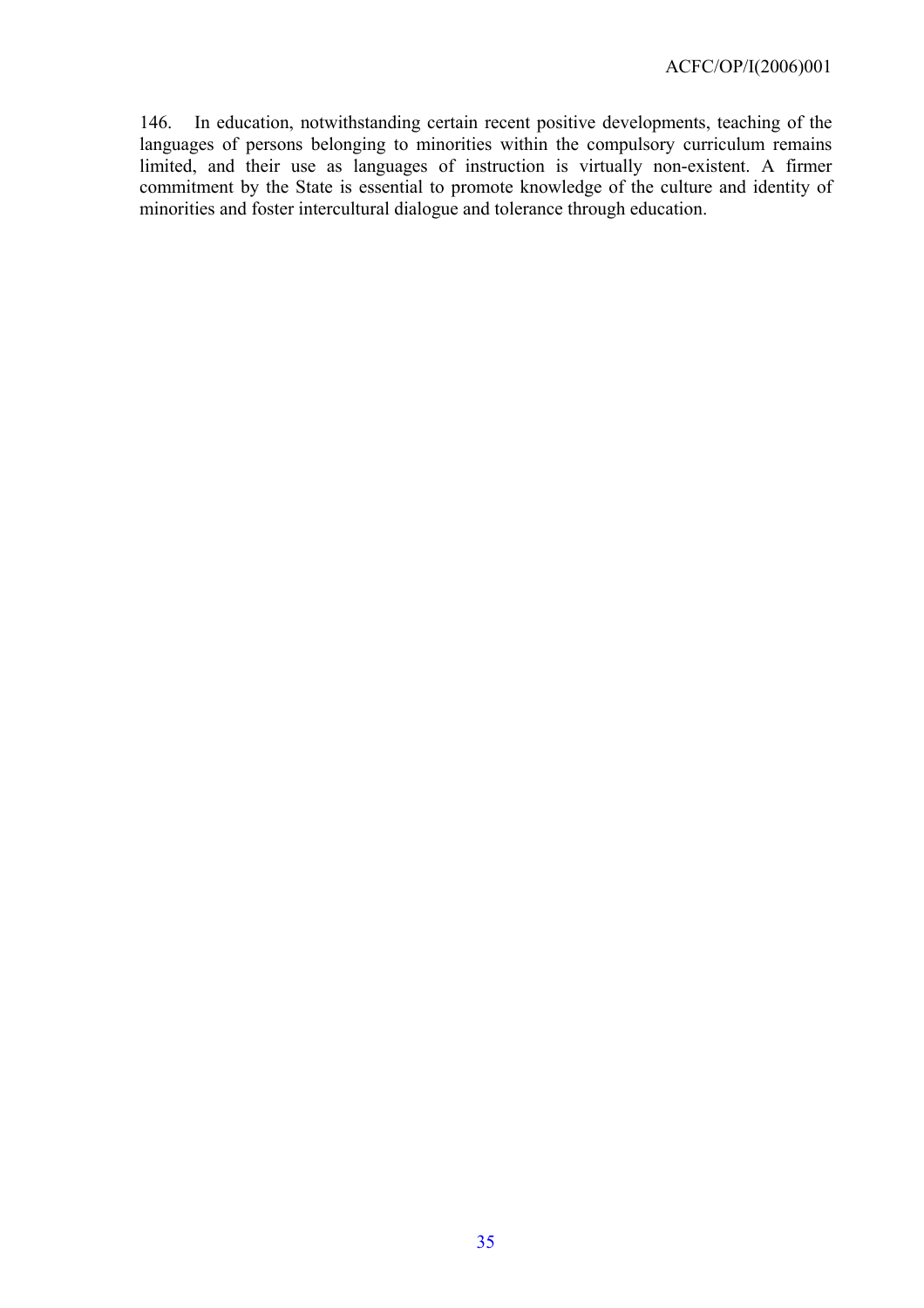146. In education, notwithstanding certain recent positive developments, teaching of the languages of persons belonging to minorities within the compulsory curriculum remains limited, and their use as languages of instruction is virtually non-existent. A firmer commitment by the State is essential to promote knowledge of the culture and identity of minorities and foster intercultural dialogue and tolerance through education.